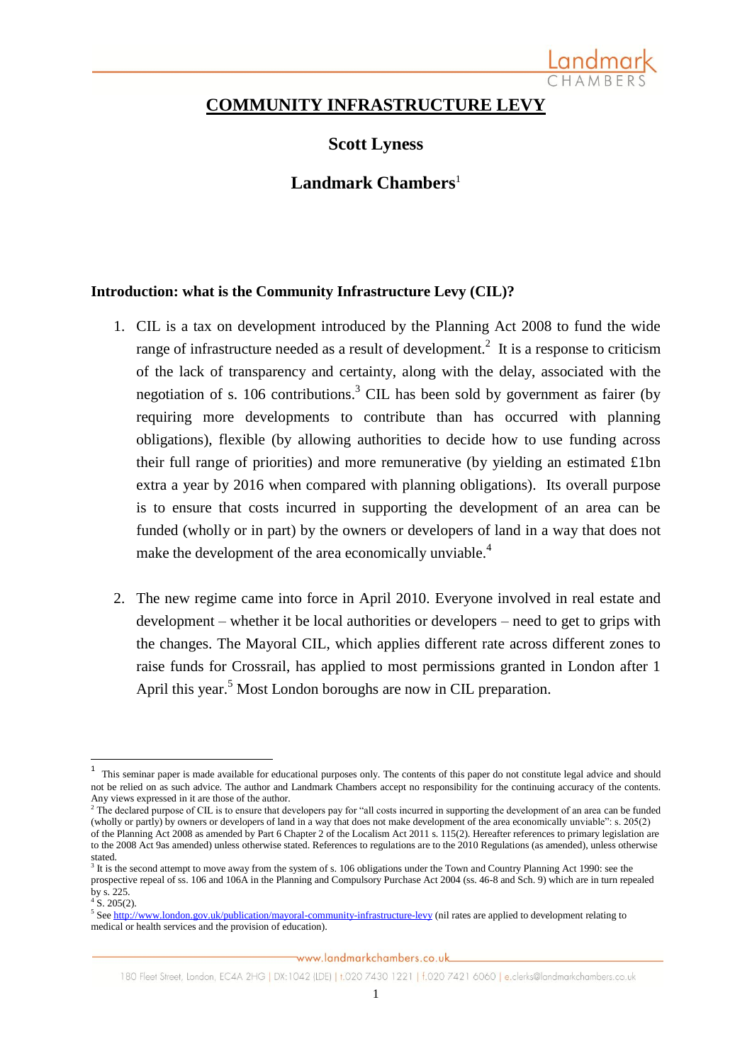# COMMUNITY INFRASTRUCTURE LEVY

**Scott Lyness**

**Landmark Chambers**[1]

## Introduction: what is the Community Infrastructure Levy (CIL)?

1. CIL is a tax on development introduced by the Planning Act 2008 to fund the wide range of infrastructure needed as a result of development.[2] It is a response to criticism of the lack of transparency and certainty, along with the delay, associated with the negotiation of s. 106 contributions.[3] CIL has been sold by government as fairer (by requiring more developments to contribute than has occurred with planning obligations), flexible (by allowing authorities to decide how to use funding across their full range of priorities) and more remunerative (by yielding an estimated £1bn extra a year by 2016 when compared with planning obligations). Its overall purpose is to ensure that costs incurred in supporting the development of an area can be funded (wholly or in part) by the owners or developers of land in a way that does not make the development of the area economically unviable.[4]

2. The new regime came into force in April 2010. Everyone involved in real estate and development – whether it be local authorities or developers – need to get to grips with the changes. The Mayoral CIL, which applies different rate across different zones to raise funds for Crossrail, has applied to most permissions granted in London after 1 April this year.[5] Most London boroughs are now in CIL preparation.

---

[1] This seminar paper is made available for educational purposes only. The contents of this paper do not constitute legal advice and should not be relied on as such advice. The author and Landmark Chambers accept no responsibility for the continuing accuracy of the contents. Any views expressed in it are those of the author.

[2] The declared purpose of CIL is to ensure that developers pay for "all costs incurred in supporting the development of an area can be funded (wholly or partly) by owners or developers of land in a way that does not make development of the area economically unviable": s. 205(2) of the Planning Act 2008 as amended by Part 6 Chapter 2 of the Localism Act 2011 s. 115(2). Hereafter references to primary legislation are to the 2008 Act 9as amended) unless otherwise stated. References to regulations are to the 2010 Regulations (as amended), unless otherwise stated.

[3] It is the second attempt to move away from the system of s. 106 obligations under the Town and Country Planning Act 1990: see the prospective repeal of ss. 106 and 106A in the Planning and Compulsory Purchase Act 2004 (ss. 46-8 and Sch. 9) which are in turn repealed by s. 225.

[4] S. 205(2).

[5] See http://www.london.gov.uk/publication/mayoral-community-infrastructure-levy (nil rates are applied to development relating to medical or health services and the provision of education).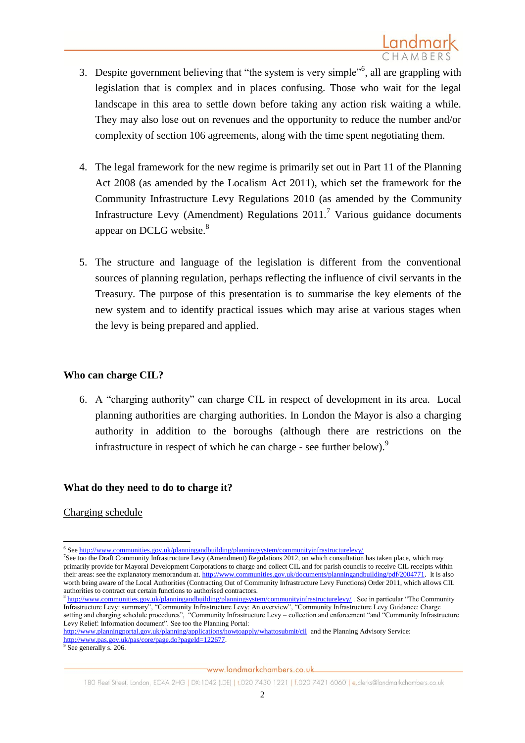3. Despite government believing that "the system is very simple"[6], all are grappling with legislation that is complex and in places confusing. Those who wait for the legal landscape in this area to settle down before taking any action risk waiting a while. They may also lose out on revenues and the opportunity to reduce the number and/or complexity of section 106 agreements, along with the time spent negotiating them.

4. The legal framework for the new regime is primarily set out in Part 11 of the Planning Act 2008 (as amended by the Localism Act 2011), which set the framework for the Community Infrastructure Levy Regulations 2010 (as amended by the Community Infrastructure Levy (Amendment) Regulations 2011.[7] Various guidance documents appear on DCLG website.[8]

5. The structure and language of the legislation is different from the conventional sources of planning regulation, perhaps reflecting the influence of civil servants in the Treasury. The purpose of this presentation is to summarise the key elements of the new system and to identify practical issues which may arise at various stages when the levy is being prepared and applied.

**Who can charge CIL?**

6. A "charging authority" can charge CIL in respect of development in its area. Local planning authorities are charging authorities. In London the Mayor is also a charging authority in addition to the boroughs (although there are restrictions on the infrastructure in respect of which he can charge - see further below).[9]

**What do they need to do to charge it?**

<u>Charging schedule</u>

---

[6] See http://www.communities.gov.uk/planningandbuilding/planningsystem/communityinfrastructurelevy/

[7] See too the Draft Community Infrastructure Levy (Amendment) Regulations 2012, on which consultation has taken place, which may primarily provide for Mayoral Development Corporations to charge and collect CIL and for parish councils to receive CIL receipts within their areas: see the explanatory memorandum at. http://www.communities.gov.uk/documents/planningandbuilding/pdf/2004771. It is also worth being aware of the Local Authorities (Contracting Out of Community Infrastructure Levy Functions) Order 2011, which allows CIL authorities to contract out certain functions to authorised contractors.

[8] http://www.communities.gov.uk/planningandbuilding/planningsystem/communityinfrastructurelevy/ . See in particular "The Community Infrastructure Levy: summary", "Community Infrastructure Levy: An overview", "Community Infrastructure Levy Guidance: Charge setting and charging schedule procedures", "Community Infrastructure Levy – collection and enforcement "and "Community Infrastructure Levy Relief: Information document". See too the Planning Portal: http://www.planningportal.gov.uk/planning/applications/howtoapply/whattosubmit/cil and the Planning Advisory Service: http://www.pas.gov.uk/pas/core/page.do?pageId=122677.

[9] See generally s. 206.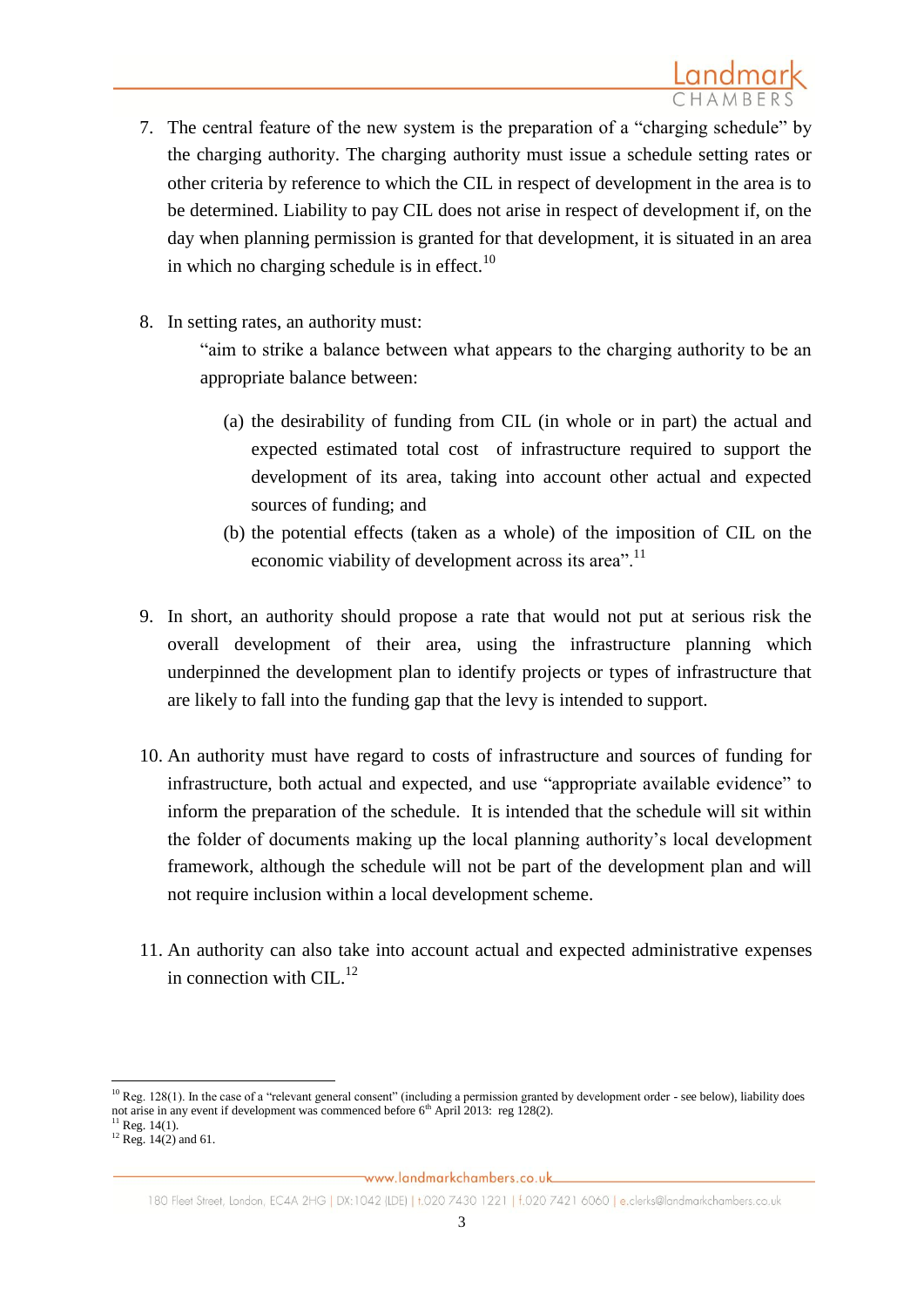7. The central feature of the new system is the preparation of a "charging schedule" by the charging authority. The charging authority must issue a schedule setting rates or other criteria by reference to which the CIL in respect of development in the area is to be determined. Liability to pay CIL does not arise in respect of development if, on the day when planning permission is granted for that development, it is situated in an area in which no charging schedule is in effect.[10]

8. In setting rates, an authority must:

   "aim to strike a balance between what appears to the charging authority to be an appropriate balance between:

   (a) the desirability of funding from CIL (in whole or in part) the actual and expected estimated total cost of infrastructure required to support the development of its area, taking into account other actual and expected sources of funding; and

   (b) the potential effects (taken as a whole) of the imposition of CIL on the economic viability of development across its area".[11]

9. In short, an authority should propose a rate that would not put at serious risk the overall development of their area, using the infrastructure planning which underpinned the development plan to identify projects or types of infrastructure that are likely to fall into the funding gap that the levy is intended to support.

10. An authority must have regard to costs of infrastructure and sources of funding for infrastructure, both actual and expected, and use "appropriate available evidence" to inform the preparation of the schedule. It is intended that the schedule will sit within the folder of documents making up the local planning authority's local development framework, although the schedule will not be part of the development plan and will not require inclusion within a local development scheme.

11. An authority can also take into account actual and expected administrative expenses in connection with CIL.[12]

---

[10] Reg. 128(1). In the case of a "relevant general consent" (including a permission granted by development order - see below), liability does not arise in any event if development was commenced before 6th April 2013: reg 128(2).

[11] Reg. 14(1).

[12] Reg. 14(2) and 61.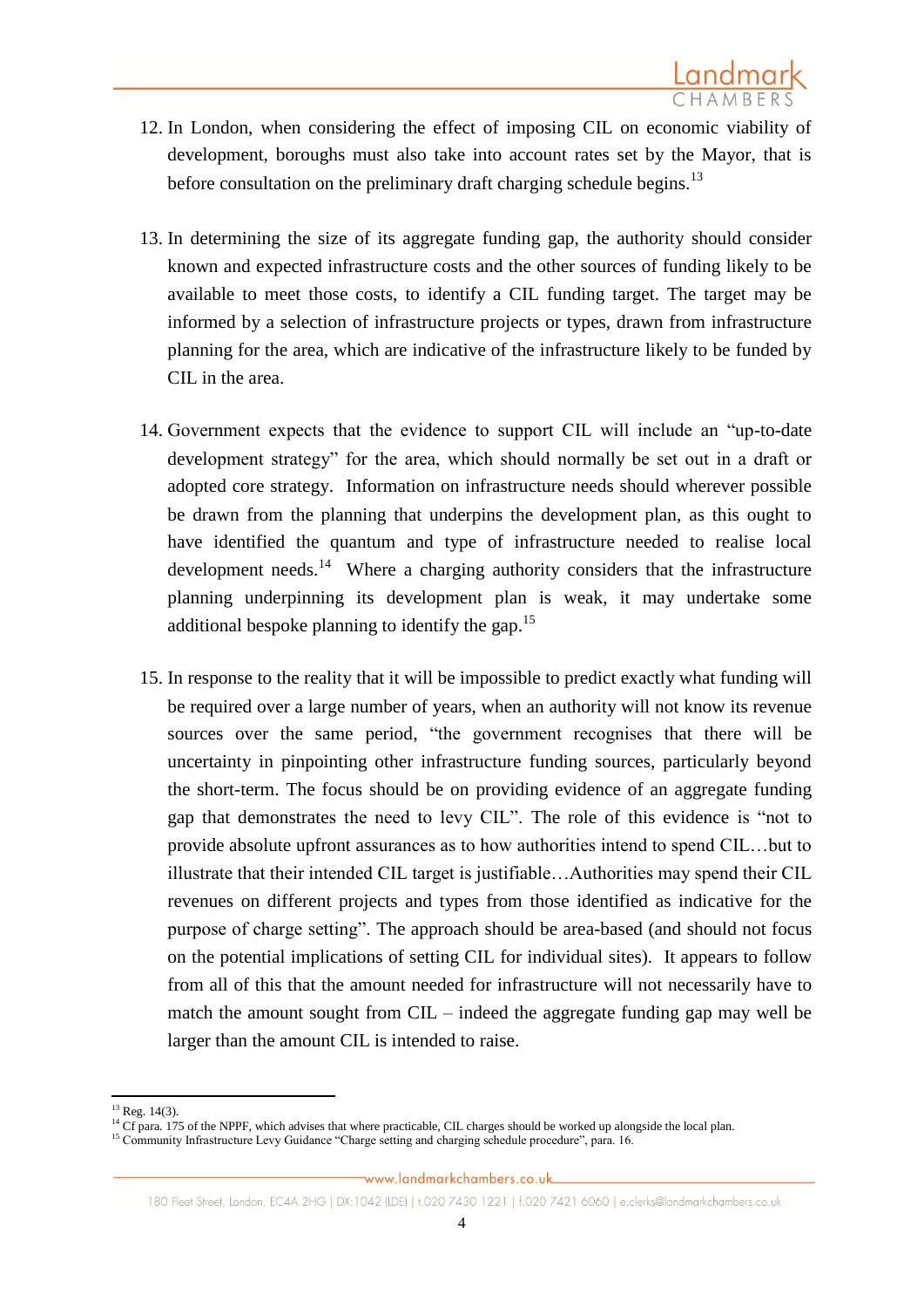12. In London, when considering the effect of imposing CIL on economic viability of development, boroughs must also take into account rates set by the Mayor, that is before consultation on the preliminary draft charging schedule begins.[13]

13. In determining the size of its aggregate funding gap, the authority should consider known and expected infrastructure costs and the other sources of funding likely to be available to meet those costs, to identify a CIL funding target. The target may be informed by a selection of infrastructure projects or types, drawn from infrastructure planning for the area, which are indicative of the infrastructure likely to be funded by CIL in the area.

14. Government expects that the evidence to support CIL will include an "up-to-date development strategy" for the area, which should normally be set out in a draft or adopted core strategy. Information on infrastructure needs should wherever possible be drawn from the planning that underpins the development plan, as this ought to have identified the quantum and type of infrastructure needed to realise local development needs.[14] Where a charging authority considers that the infrastructure planning underpinning its development plan is weak, it may undertake some additional bespoke planning to identify the gap.[15]

15. In response to the reality that it will be impossible to predict exactly what funding will be required over a large number of years, when an authority will not know its revenue sources over the same period, "the government recognises that there will be uncertainty in pinpointing other infrastructure funding sources, particularly beyond the short-term. The focus should be on providing evidence of an aggregate funding gap that demonstrates the need to levy CIL". The role of this evidence is "not to provide absolute upfront assurances as to how authorities intend to spend CIL…but to illustrate that their intended CIL target is justifiable…Authorities may spend their CIL revenues on different projects and types from those identified as indicative for the purpose of charge setting". The approach should be area-based (and should not focus on the potential implications of setting CIL for individual sites). It appears to follow from all of this that the amount needed for infrastructure will not necessarily have to match the amount sought from CIL – indeed the aggregate funding gap may well be larger than the amount CIL is intended to raise.

---

[13] Reg. 14(3).

[14] Cf para. 175 of the NPPF, which advises that where practicable, CIL charges should be worked up alongside the local plan.

[15] Community Infrastructure Levy Guidance "Charge setting and charging schedule procedure", para. 16.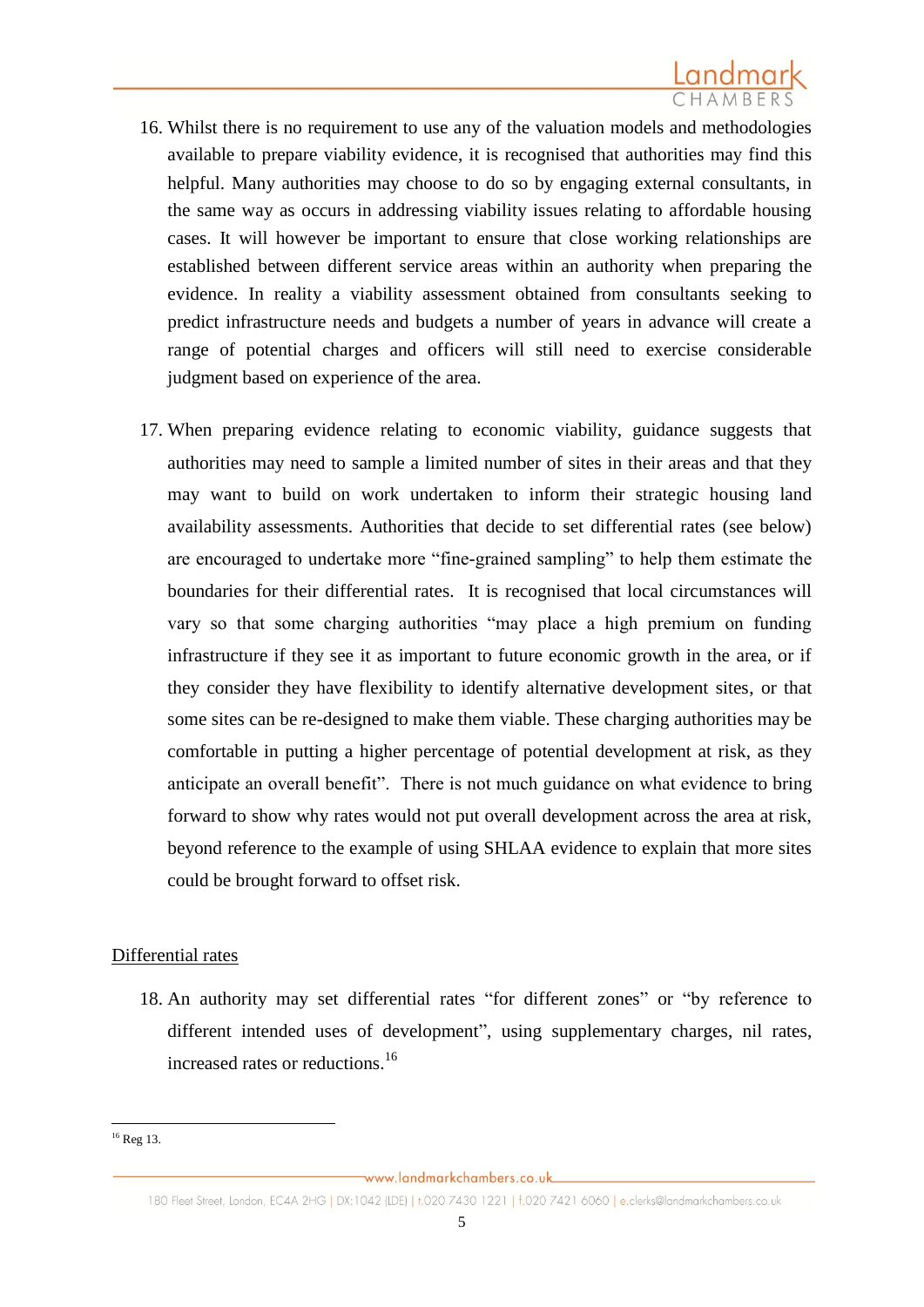16. Whilst there is no requirement to use any of the valuation models and methodologies available to prepare viability evidence, it is recognised that authorities may find this helpful. Many authorities may choose to do so by engaging external consultants, in the same way as occurs in addressing viability issues relating to affordable housing cases. It will however be important to ensure that close working relationships are established between different service areas within an authority when preparing the evidence. In reality a viability assessment obtained from consultants seeking to predict infrastructure needs and budgets a number of years in advance will create a range of potential charges and officers will still need to exercise considerable judgment based on experience of the area.

17. When preparing evidence relating to economic viability, guidance suggests that authorities may need to sample a limited number of sites in their areas and that they may want to build on work undertaken to inform their strategic housing land availability assessments. Authorities that decide to set differential rates (see below) are encouraged to undertake more "fine-grained sampling" to help them estimate the boundaries for their differential rates. It is recognised that local circumstances will vary so that some charging authorities "may place a high premium on funding infrastructure if they see it as important to future economic growth in the area, or if they consider they have flexibility to identify alternative development sites, or that some sites can be re-designed to make them viable. These charging authorities may be comfortable in putting a higher percentage of potential development at risk, as they anticipate an overall benefit". There is not much guidance on what evidence to bring forward to show why rates would not put overall development across the area at risk, beyond reference to the example of using SHLAA evidence to explain that more sites could be brought forward to offset risk.

## Differential rates

18. An authority may set differential rates "for different zones" or "by reference to different intended uses of development", using supplementary charges, nil rates, increased rates or reductions.[16]

[16] Reg 13.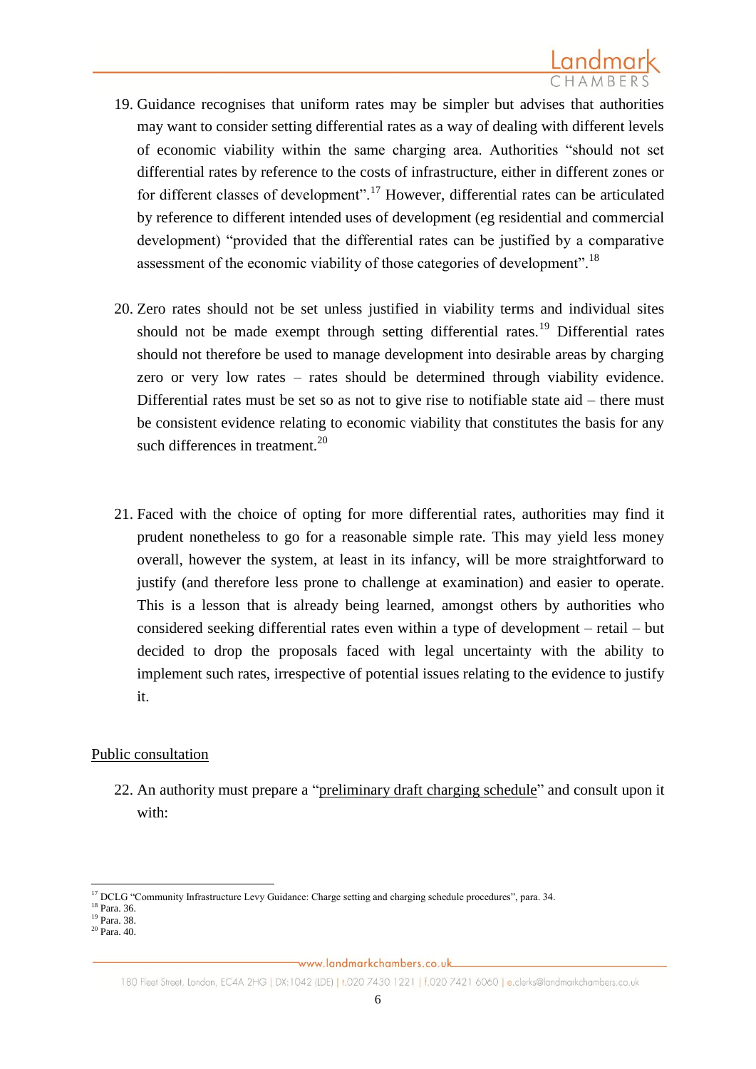19. Guidance recognises that uniform rates may be simpler but advises that authorities may want to consider setting differential rates as a way of dealing with different levels of economic viability within the same charging area. Authorities "should not set differential rates by reference to the costs of infrastructure, either in different zones or for different classes of development".[17] However, differential rates can be articulated by reference to different intended uses of development (eg residential and commercial development) "provided that the differential rates can be justified by a comparative assessment of the economic viability of those categories of development".[18]

20. Zero rates should not be set unless justified in viability terms and individual sites should not be made exempt through setting differential rates.[19] Differential rates should not therefore be used to manage development into desirable areas by charging zero or very low rates – rates should be determined through viability evidence. Differential rates must be set so as not to give rise to notifiable state aid – there must be consistent evidence relating to economic viability that constitutes the basis for any such differences in treatment.[20]

21. Faced with the choice of opting for more differential rates, authorities may find it prudent nonetheless to go for a reasonable simple rate. This may yield less money overall, however the system, at least in its infancy, will be more straightforward to justify (and therefore less prone to challenge at examination) and easier to operate. This is a lesson that is already being learned, amongst others by authorities who considered seeking differential rates even within a type of development – retail – but decided to drop the proposals faced with legal uncertainty with the ability to implement such rates, irrespective of potential issues relating to the evidence to justify it.

<u>Public consultation</u>

22. An authority must prepare a "<u>preliminary draft charging schedule</u>" and consult upon it with:

---

[17] DCLG "Community Infrastructure Levy Guidance: Charge setting and charging schedule procedures", para. 34.
[18] Para. 36.
[19] Para. 38.
[20] Para. 40.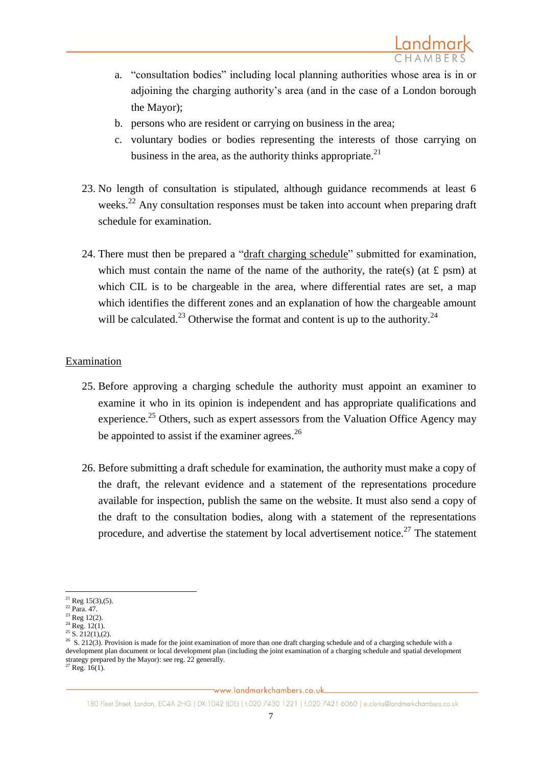a. "consultation bodies" including local planning authorities whose area is in or adjoining the charging authority's area (and in the case of a London borough the Mayor);
b. persons who are resident or carrying on business in the area;
c. voluntary bodies or bodies representing the interests of those carrying on business in the area, as the authority thinks appropriate.[21]

23. No length of consultation is stipulated, although guidance recommends at least 6 weeks.[22] Any consultation responses must be taken into account when preparing draft schedule for examination.

24. There must then be prepared a "draft charging schedule" submitted for examination, which must contain the name of the name of the authority, the rate(s) (at £ psm) at which CIL is to be chargeable in the area, where differential rates are set, a map which identifies the different zones and an explanation of how the chargeable amount will be calculated.[23] Otherwise the format and content is up to the authority.[24]

## Examination

25. Before approving a charging schedule the authority must appoint an examiner to examine it who in its opinion is independent and has appropriate qualifications and experience.[25] Others, such as expert assessors from the Valuation Office Agency may be appointed to assist if the examiner agrees.[26]

26. Before submitting a draft schedule for examination, the authority must make a copy of the draft, the relevant evidence and a statement of the representations procedure available for inspection, publish the same on the website. It must also send a copy of the draft to the consultation bodies, along with a statement of the representations procedure, and advertise the statement by local advertisement notice.[27] The statement

---

[21] Reg 15(3),(5).
[22] Para. 47.
[23] Reg 12(2).
[24] Reg. 12(1).
[25] S. 212(1),(2).
[26] S. 212(3). Provision is made for the joint examination of more than one draft charging schedule and of a charging schedule with a development plan document or local development plan (including the joint examination of a charging schedule and spatial development strategy prepared by the Mayor): see reg. 22 generally.
[27] Reg. 16(1).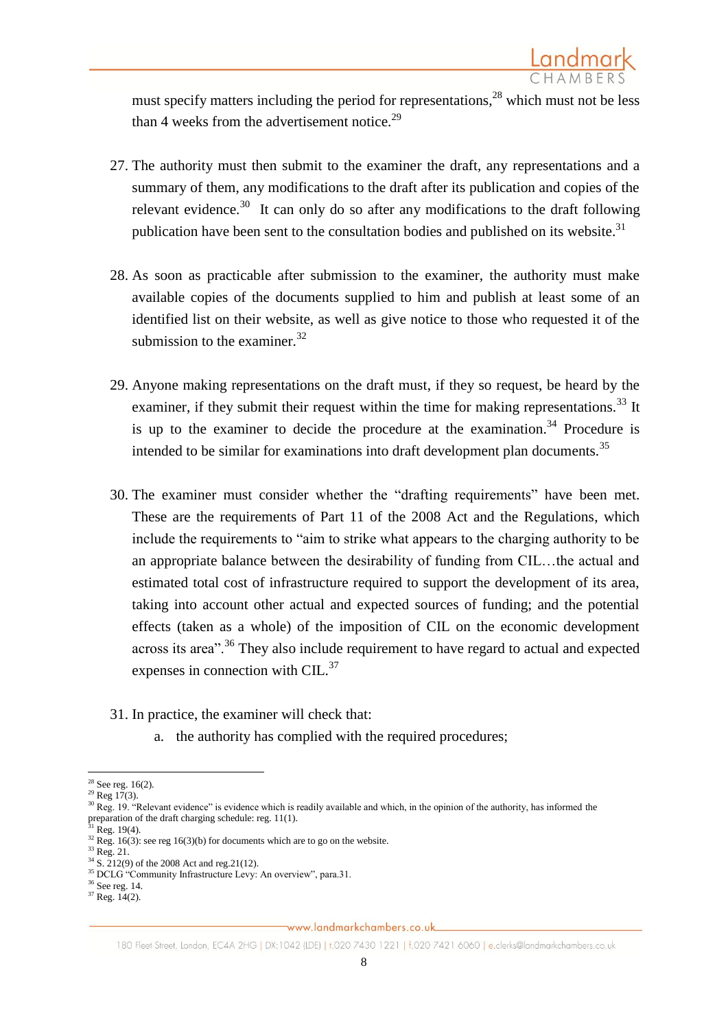must specify matters including the period for representations,[28] which must not be less than 4 weeks from the advertisement notice.[29]

27. The authority must then submit to the examiner the draft, any representations and a summary of them, any modifications to the draft after its publication and copies of the relevant evidence.[30] It can only do so after any modifications to the draft following publication have been sent to the consultation bodies and published on its website.[31]

28. As soon as practicable after submission to the examiner, the authority must make available copies of the documents supplied to him and publish at least some of an identified list on their website, as well as give notice to those who requested it of the submission to the examiner.[32]

29. Anyone making representations on the draft must, if they so request, be heard by the examiner, if they submit their request within the time for making representations.[33] It is up to the examiner to decide the procedure at the examination.[34] Procedure is intended to be similar for examinations into draft development plan documents.[35]

30. The examiner must consider whether the "drafting requirements" have been met. These are the requirements of Part 11 of the 2008 Act and the Regulations, which include the requirements to "aim to strike what appears to the charging authority to be an appropriate balance between the desirability of funding from CIL…the actual and estimated total cost of infrastructure required to support the development of its area, taking into account other actual and expected sources of funding; and the potential effects (taken as a whole) of the imposition of CIL on the economic development across its area".[36] They also include requirement to have regard to actual and expected expenses in connection with CIL.[37]

31. In practice, the examiner will check that:
    a. the authority has complied with the required procedures;

---

[28] See reg. 16(2).
[29] Reg 17(3).
[30] Reg. 19. "Relevant evidence" is evidence which is readily available and which, in the opinion of the authority, has informed the preparation of the draft charging schedule: reg. 11(1).
[31] Reg. 19(4).
[32] Reg. 16(3): see reg 16(3)(b) for documents which are to go on the website.
[33] Reg. 21.
[34] S. 212(9) of the 2008 Act and reg.21(12).
[35] DCLG "Community Infrastructure Levy: An overview", para.31.
[36] See reg. 14.
[37] Reg. 14(2).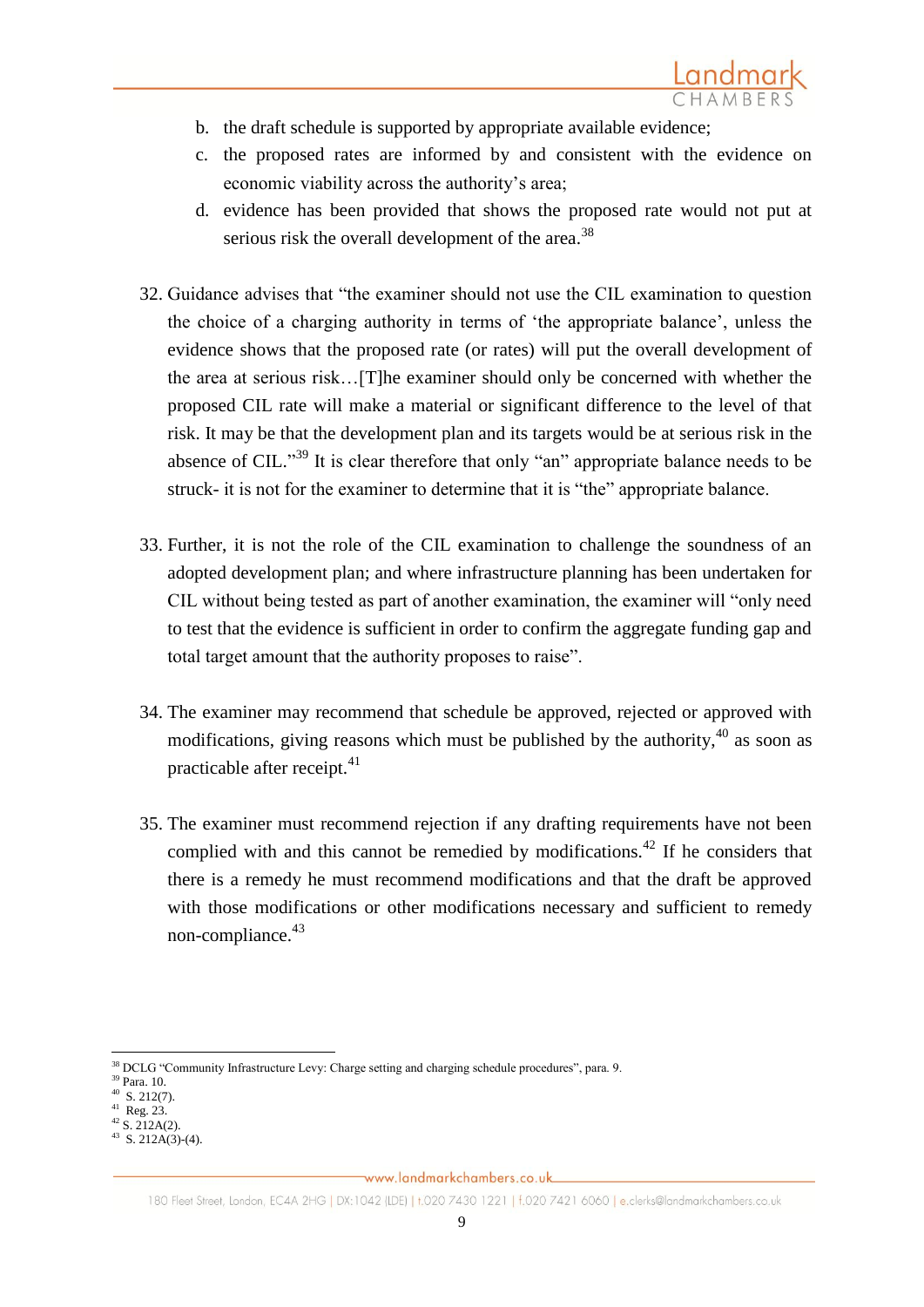b. the draft schedule is supported by appropriate available evidence;
c. the proposed rates are informed by and consistent with the evidence on economic viability across the authority's area;
d. evidence has been provided that shows the proposed rate would not put at serious risk the overall development of the area.[38]

32. Guidance advises that "the examiner should not use the CIL examination to question the choice of a charging authority in terms of 'the appropriate balance', unless the evidence shows that the proposed rate (or rates) will put the overall development of the area at serious risk…[T]he examiner should only be concerned with whether the proposed CIL rate will make a material or significant difference to the level of that risk. It may be that the development plan and its targets would be at serious risk in the absence of CIL."[39] It is clear therefore that only "an" appropriate balance needs to be struck- it is not for the examiner to determine that it is "the" appropriate balance.

33. Further, it is not the role of the CIL examination to challenge the soundness of an adopted development plan; and where infrastructure planning has been undertaken for CIL without being tested as part of another examination, the examiner will "only need to test that the evidence is sufficient in order to confirm the aggregate funding gap and total target amount that the authority proposes to raise".

34. The examiner may recommend that schedule be approved, rejected or approved with modifications, giving reasons which must be published by the authority,[40] as soon as practicable after receipt.[41]

35. The examiner must recommend rejection if any drafting requirements have not been complied with and this cannot be remedied by modifications.[42] If he considers that there is a remedy he must recommend modifications and that the draft be approved with those modifications or other modifications necessary and sufficient to remedy non-compliance.[43]

---

[38] DCLG "Community Infrastructure Levy: Charge setting and charging schedule procedures", para. 9.
[39] Para. 10.
[40] S. 212(7).
[41] Reg. 23.
[42] S. 212A(2).
[43] S. 212A(3)-(4).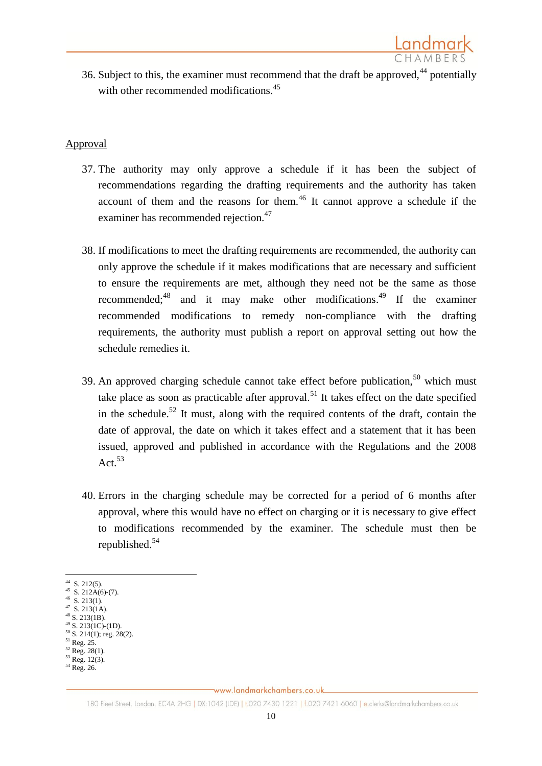36. Subject to this, the examiner must recommend that the draft be approved,[44] potentially with other recommended modifications.[45]

## Approval

37. The authority may only approve a schedule if it has been the subject of recommendations regarding the drafting requirements and the authority has taken account of them and the reasons for them.[46] It cannot approve a schedule if the examiner has recommended rejection.[47]

38. If modifications to meet the drafting requirements are recommended, the authority can only approve the schedule if it makes modifications that are necessary and sufficient to ensure the requirements are met, although they need not be the same as those recommended;[48] and it may make other modifications.[49] If the examiner recommended modifications to remedy non-compliance with the drafting requirements, the authority must publish a report on approval setting out how the schedule remedies it.

39. An approved charging schedule cannot take effect before publication,[50] which must take place as soon as practicable after approval.[51] It takes effect on the date specified in the schedule.[52] It must, along with the required contents of the draft, contain the date of approval, the date on which it takes effect and a statement that it has been issued, approved and published in accordance with the Regulations and the 2008 Act.[53]

40. Errors in the charging schedule may be corrected for a period of 6 months after approval, where this would have no effect on charging or it is necessary to give effect to modifications recommended by the examiner. The schedule must then be republished.[54]

---

[44] S. 212(5).
[45] S. 212A(6)-(7).
[46] S. 213(1).
[47] S. 213(1A).
[48] S. 213(1B).
[49] S. 213(1C)-(1D).
[50] S. 214(1); reg. 28(2).
[51] Reg. 25.
[52] Reg. 28(1).
[53] Reg. 12(3).
[54] Reg. 26.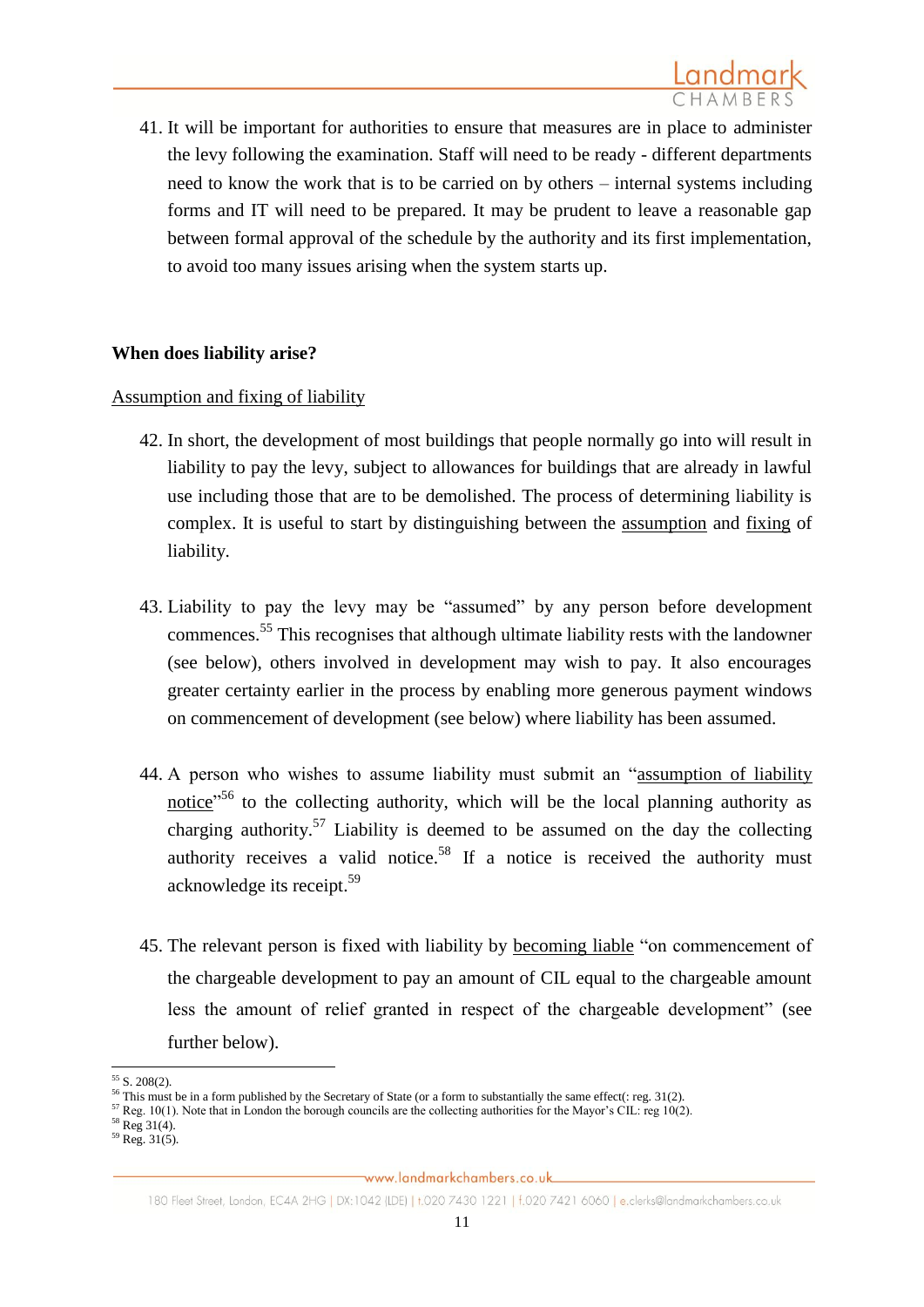41. It will be important for authorities to ensure that measures are in place to administer the levy following the examination. Staff will need to be ready - different departments need to know the work that is to be carried on by others – internal systems including forms and IT will need to be prepared. It may be prudent to leave a reasonable gap between formal approval of the schedule by the authority and its first implementation, to avoid too many issues arising when the system starts up.

**When does liability arise?**

Assumption and fixing of liability

42. In short, the development of most buildings that people normally go into will result in liability to pay the levy, subject to allowances for buildings that are already in lawful use including those that are to be demolished. The process of determining liability is complex. It is useful to start by distinguishing between the assumption and fixing of liability.

43. Liability to pay the levy may be "assumed" by any person before development commences.[55] This recognises that although ultimate liability rests with the landowner (see below), others involved in development may wish to pay. It also encourages greater certainty earlier in the process by enabling more generous payment windows on commencement of development (see below) where liability has been assumed.

44. A person who wishes to assume liability must submit an "assumption of liability notice"[56] to the collecting authority, which will be the local planning authority as charging authority.[57] Liability is deemed to be assumed on the day the collecting authority receives a valid notice.[58] If a notice is received the authority must acknowledge its receipt.[59]

45. The relevant person is fixed with liability by becoming liable "on commencement of the chargeable development to pay an amount of CIL equal to the chargeable amount less the amount of relief granted in respect of the chargeable development" (see further below).

[55] S. 208(2).
[56] This must be in a form published by the Secretary of State (or a form to substantially the same effect(: reg. 31(2).
[57] Reg. 10(1). Note that in London the borough councils are the collecting authorities for the Mayor's CIL: reg 10(2).
[58] Reg 31(4).
[59] Reg. 31(5).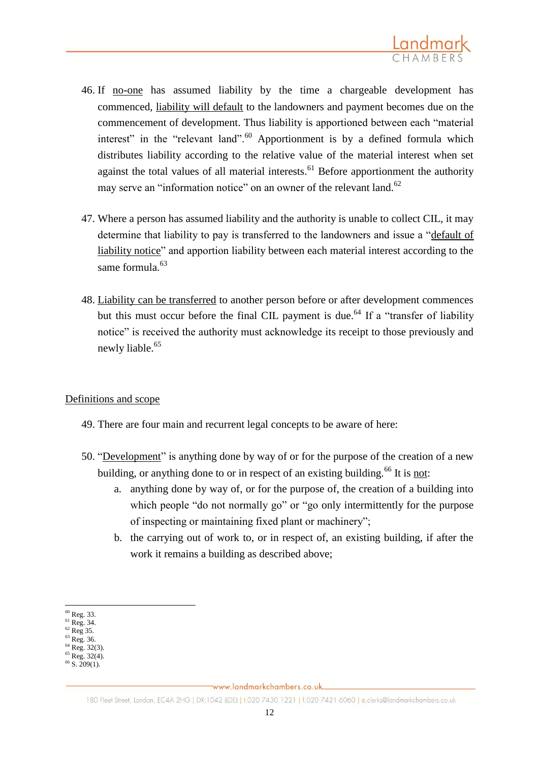46. If <u>no-one</u> has assumed liability by the time a chargeable development has commenced, <u>liability will default</u> to the landowners and payment becomes due on the commencement of development. Thus liability is apportioned between each "material interest" in the "relevant land".[60] Apportionment is by a defined formula which distributes liability according to the relative value of the material interest when set against the total values of all material interests.[61] Before apportionment the authority may serve an "information notice" on an owner of the relevant land.[62]

47. Where a person has assumed liability and the authority is unable to collect CIL, it may determine that liability to pay is transferred to the landowners and issue a "<u>default of liability notice</u>" and apportion liability between each material interest according to the same formula.[63]

48. <u>Liability can be transferred</u> to another person before or after development commences but this must occur before the final CIL payment is due.[64] If a "transfer of liability notice" is received the authority must acknowledge its receipt to those previously and newly liable.[65]

<u>Definitions and scope</u>

49. There are four main and recurrent legal concepts to be aware of here:

50. "<u>Development</u>" is anything done by way of or for the purpose of the creation of a new building, or anything done to or in respect of an existing building.[66] It is <u>not</u>:
    a. anything done by way of, or for the purpose of, the creation of a building into which people "do not normally go" or "go only intermittently for the purpose of inspecting or maintaining fixed plant or machinery";
    b. the carrying out of work to, or in respect of, an existing building, if after the work it remains a building as described above;

---

[60] Reg. 33.
[61] Reg. 34.
[62] Reg 35.
[63] Reg. 36.
[64] Reg. 32(3).
[65] Reg. 32(4).
[66] S. 209(1).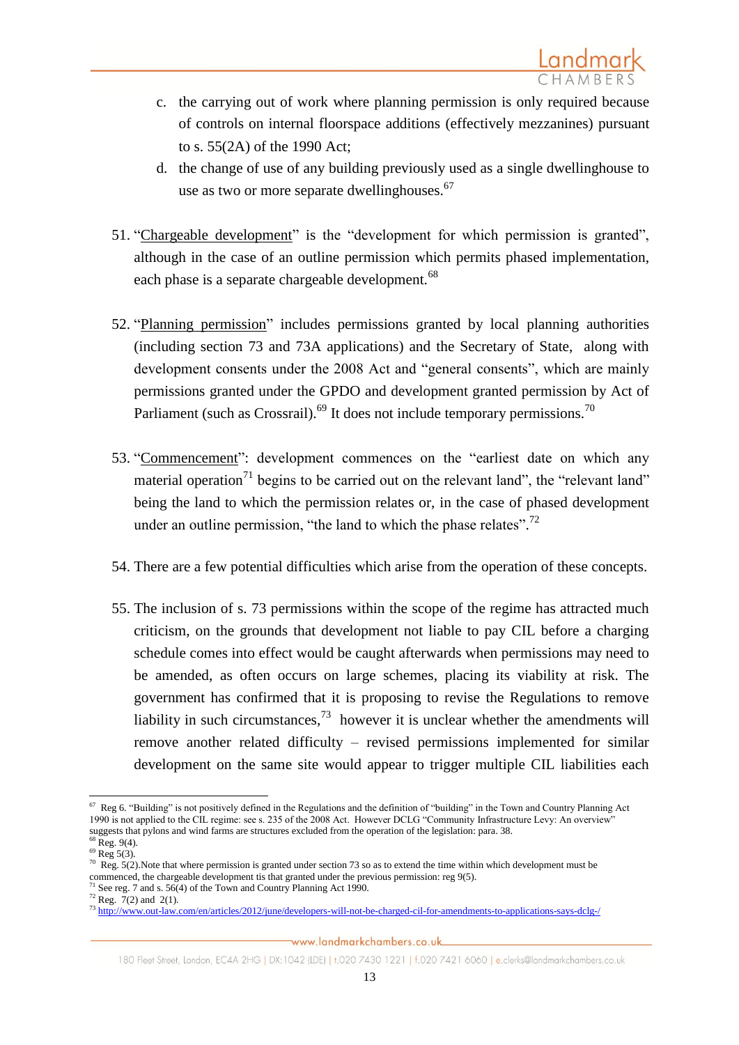c. the carrying out of work where planning permission is only required because of controls on internal floorspace additions (effectively mezzanines) pursuant to s. 55(2A) of the 1990 Act;

d. the change of use of any building previously used as a single dwellinghouse to use as two or more separate dwellinghouses.[67]

51. "Chargeable development" is the "development for which permission is granted", although in the case of an outline permission which permits phased implementation, each phase is a separate chargeable development.[68]

52. "Planning permission" includes permissions granted by local planning authorities (including section 73 and 73A applications) and the Secretary of State, along with development consents under the 2008 Act and "general consents", which are mainly permissions granted under the GPDO and development granted permission by Act of Parliament (such as Crossrail).[69] It does not include temporary permissions.[70]

53. "Commencement": development commences on the "earliest date on which any material operation[71] begins to be carried out on the relevant land", the "relevant land" being the land to which the permission relates or, in the case of phased development under an outline permission, "the land to which the phase relates".[72]

54. There are a few potential difficulties which arise from the operation of these concepts.

55. The inclusion of s. 73 permissions within the scope of the regime has attracted much criticism, on the grounds that development not liable to pay CIL before a charging schedule comes into effect would be caught afterwards when permissions may need to be amended, as often occurs on large schemes, placing its viability at risk. The government has confirmed that it is proposing to revise the Regulations to remove liability in such circumstances,[73] however it is unclear whether the amendments will remove another related difficulty – revised permissions implemented for similar development on the same site would appear to trigger multiple CIL liabilities each

---

[67] Reg 6. "Building" is not positively defined in the Regulations and the definition of "building" in the Town and Country Planning Act 1990 is not applied to the CIL regime: see s. 235 of the 2008 Act. However DCLG "Community Infrastructure Levy: An overview" suggests that pylons and wind farms are structures excluded from the operation of the legislation: para. 38.

[68] Reg. 9(4).

[69] Reg 5(3).

[70] Reg. 5(2).Note that where permission is granted under section 73 so as to extend the time within which development must be commenced, the chargeable development tis that granted under the previous permission: reg 9(5).

[71] See reg. 7 and s. 56(4) of the Town and Country Planning Act 1990.

[72] Reg. 7(2) and 2(1).

[73] http://www.out-law.com/en/articles/2012/june/developers-will-not-be-charged-cil-for-amendments-to-applications-says-dclg-/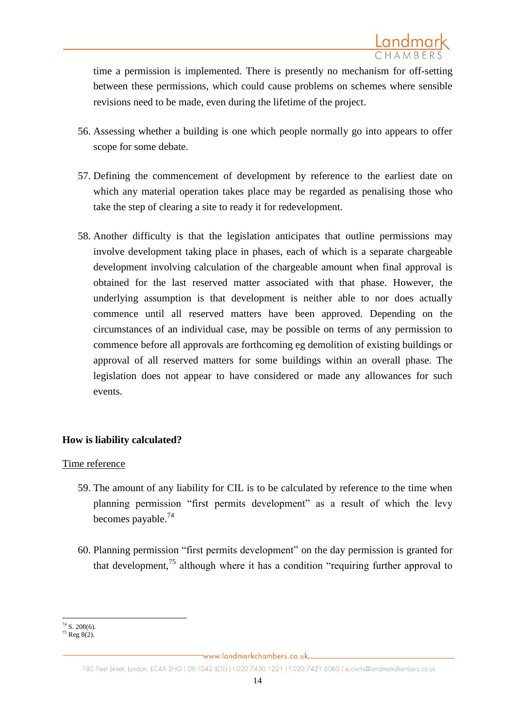time a permission is implemented. There is presently no mechanism for off-setting between these permissions, which could cause problems on schemes where sensible revisions need to be made, even during the lifetime of the project.

56. Assessing whether a building is one which people normally go into appears to offer scope for some debate.

57. Defining the commencement of development by reference to the earliest date on which any material operation takes place may be regarded as penalising those who take the step of clearing a site to ready it for redevelopment.

58. Another difficulty is that the legislation anticipates that outline permissions may involve development taking place in phases, each of which is a separate chargeable development involving calculation of the chargeable amount when final approval is obtained for the last reserved matter associated with that phase. However, the underlying assumption is that development is neither able to nor does actually commence until all reserved matters have been approved. Depending on the circumstances of an individual case, may be possible on terms of any permission to commence before all approvals are forthcoming eg demolition of existing buildings or approval of all reserved matters for some buildings within an overall phase. The legislation does not appear to have considered or made any allowances for such events.

**How is liability calculated?**

Time reference

59. The amount of any liability for CIL is to be calculated by reference to the time when planning permission "first permits development" as a result of which the levy becomes payable.[74]

60. Planning permission "first permits development" on the day permission is granted for that development,[75] although where it has a condition "requiring further approval to

[74] S. 208(6).
[75] Reg 8(2).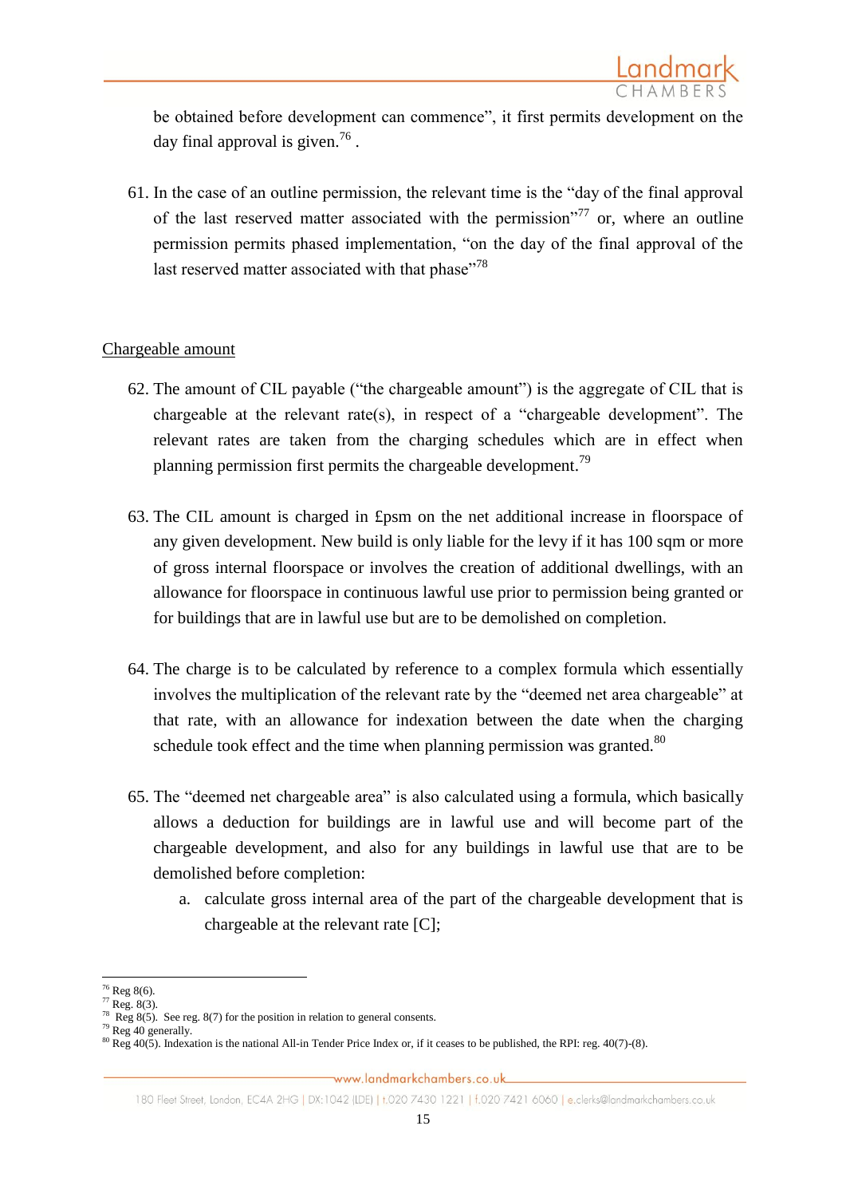be obtained before development can commence", it first permits development on the day final approval is given.[76] .

61. In the case of an outline permission, the relevant time is the "day of the final approval of the last reserved matter associated with the permission"[77] or, where an outline permission permits phased implementation, "on the day of the final approval of the last reserved matter associated with that phase"[78]

Chargeable amount

62. The amount of CIL payable ("the chargeable amount") is the aggregate of CIL that is chargeable at the relevant rate(s), in respect of a "chargeable development". The relevant rates are taken from the charging schedules which are in effect when planning permission first permits the chargeable development.[79]

63. The CIL amount is charged in £psm on the net additional increase in floorspace of any given development. New build is only liable for the levy if it has 100 sqm or more of gross internal floorspace or involves the creation of additional dwellings, with an allowance for floorspace in continuous lawful use prior to permission being granted or for buildings that are in lawful use but are to be demolished on completion.

64. The charge is to be calculated by reference to a complex formula which essentially involves the multiplication of the relevant rate by the "deemed net area chargeable" at that rate, with an allowance for indexation between the date when the charging schedule took effect and the time when planning permission was granted.[80]

65. The "deemed net chargeable area" is also calculated using a formula, which basically allows a deduction for buildings are in lawful use and will become part of the chargeable development, and also for any buildings in lawful use that are to be demolished before completion:

    a. calculate gross internal area of the part of the chargeable development that is chargeable at the relevant rate [C];

---

[76] Reg 8(6).
[77] Reg. 8(3).
[78] Reg 8(5). See reg. 8(7) for the position in relation to general consents.
[79] Reg 40 generally.
[80] Reg 40(5). Indexation is the national All-in Tender Price Index or, if it ceases to be published, the RPI: reg. 40(7)-(8).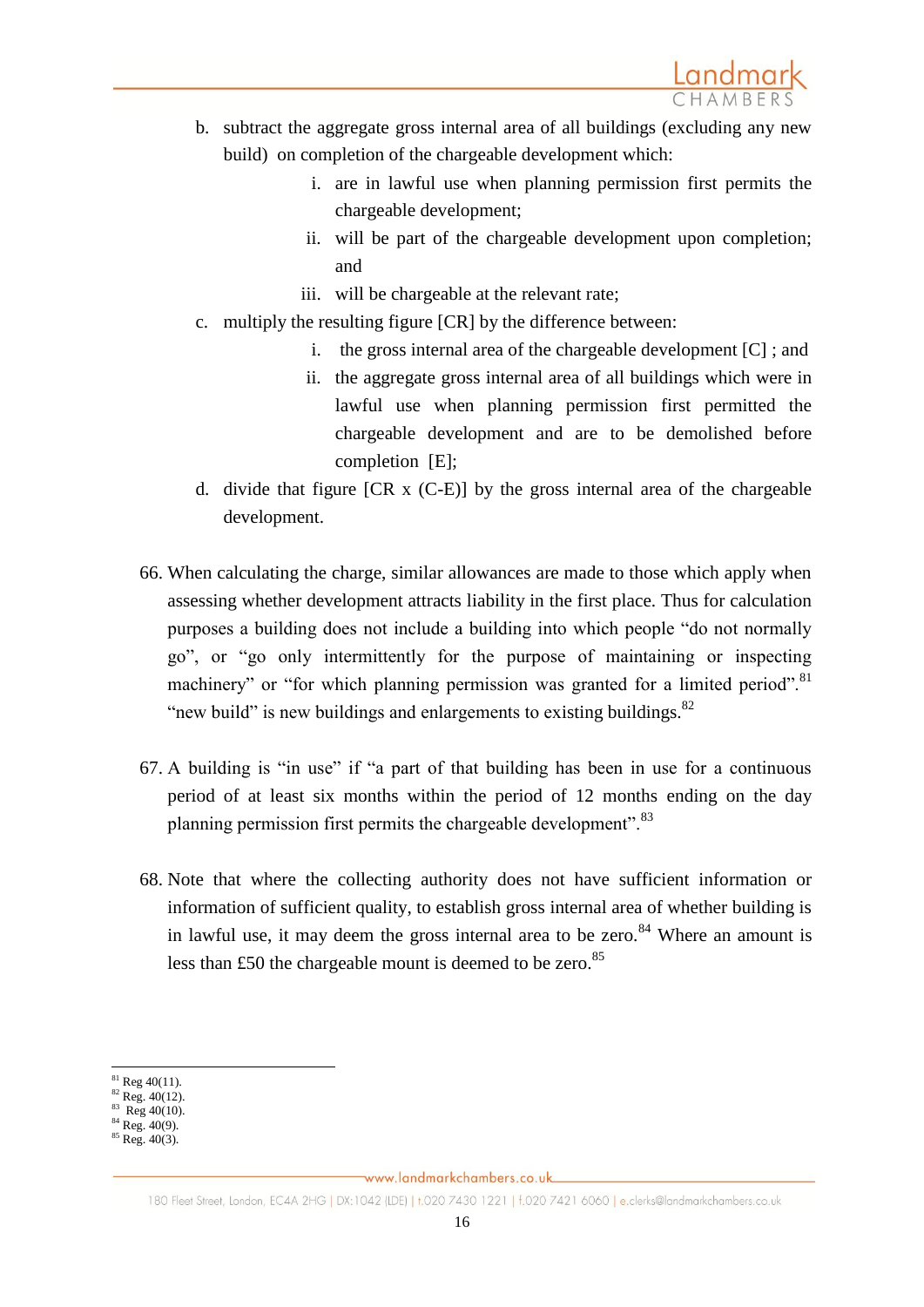b. subtract the aggregate gross internal area of all buildings (excluding any new build) on completion of the chargeable development which:

    i. are in lawful use when planning permission first permits the chargeable development;

    ii. will be part of the chargeable development upon completion; and

    iii. will be chargeable at the relevant rate;

c. multiply the resulting figure [CR] by the difference between:

    i. the gross internal area of the chargeable development [C] ; and

    ii. the aggregate gross internal area of all buildings which were in lawful use when planning permission first permitted the chargeable development and are to be demolished before completion [E];

d. divide that figure [CR x (C-E)] by the gross internal area of the chargeable development.

66. When calculating the charge, similar allowances are made to those which apply when assessing whether development attracts liability in the first place. Thus for calculation purposes a building does not include a building into which people "do not normally go", or "go only intermittently for the purpose of maintaining or inspecting machinery" or "for which planning permission was granted for a limited period".[81] "new build" is new buildings and enlargements to existing buildings.[82]

67. A building is "in use" if "a part of that building has been in use for a continuous period of at least six months within the period of 12 months ending on the day planning permission first permits the chargeable development".[83]

68. Note that where the collecting authority does not have sufficient information or information of sufficient quality, to establish gross internal area of whether building is in lawful use, it may deem the gross internal area to be zero.[84] Where an amount is less than £50 the chargeable mount is deemed to be zero.[85]

---

[81] Reg 40(11).
[82] Reg. 40(12).
[83] Reg 40(10).
[84] Reg. 40(9).
[85] Reg. 40(3).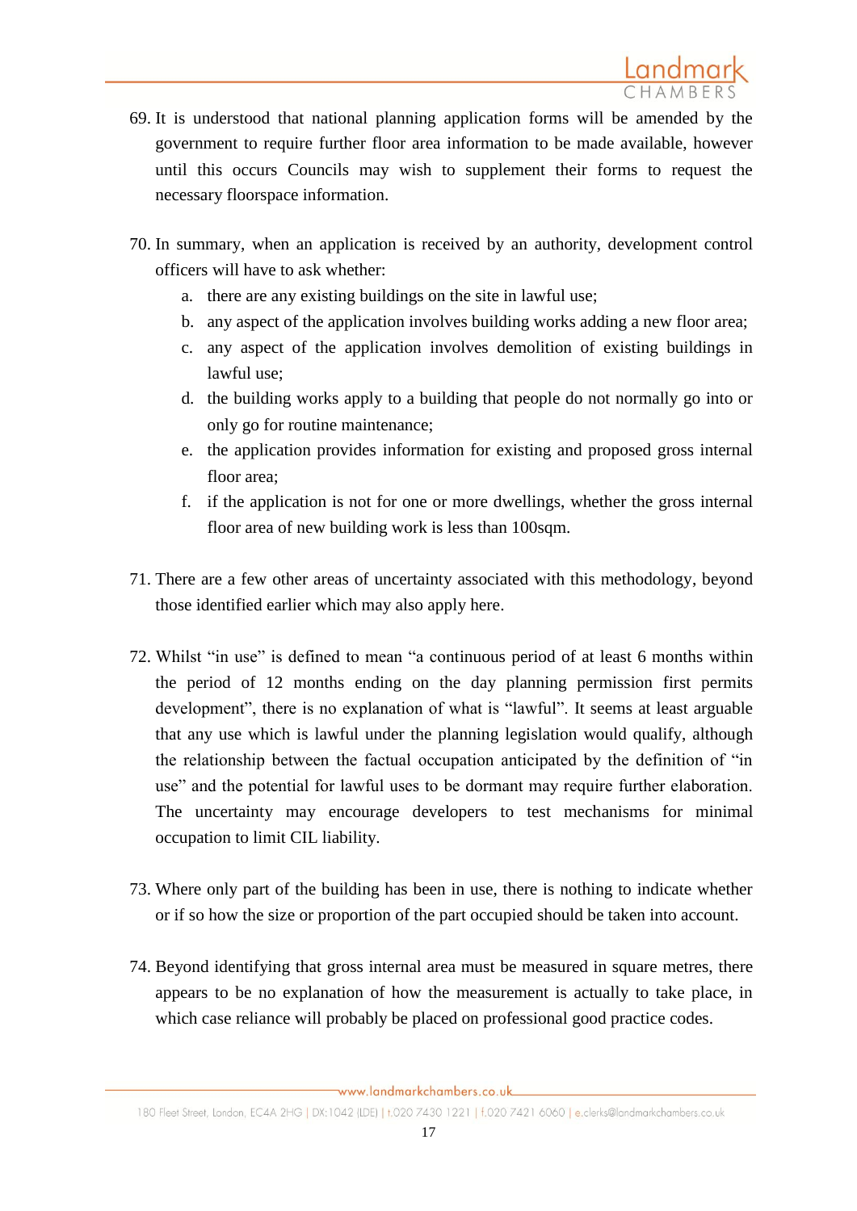69. It is understood that national planning application forms will be amended by the government to require further floor area information to be made available, however until this occurs Councils may wish to supplement their forms to request the necessary floorspace information.

70. In summary, when an application is received by an authority, development control officers will have to ask whether:

    a. there are any existing buildings on the site in lawful use;
    b. any aspect of the application involves building works adding a new floor area;
    c. any aspect of the application involves demolition of existing buildings in lawful use;
    d. the building works apply to a building that people do not normally go into or only go for routine maintenance;
    e. the application provides information for existing and proposed gross internal floor area;
    f. if the application is not for one or more dwellings, whether the gross internal floor area of new building work is less than 100sqm.

71. There are a few other areas of uncertainty associated with this methodology, beyond those identified earlier which may also apply here.

72. Whilst "in use" is defined to mean "a continuous period of at least 6 months within the period of 12 months ending on the day planning permission first permits development", there is no explanation of what is "lawful". It seems at least arguable that any use which is lawful under the planning legislation would qualify, although the relationship between the factual occupation anticipated by the definition of "in use" and the potential for lawful uses to be dormant may require further elaboration. The uncertainty may encourage developers to test mechanisms for minimal occupation to limit CIL liability.

73. Where only part of the building has been in use, there is nothing to indicate whether or if so how the size or proportion of the part occupied should be taken into account.

74. Beyond identifying that gross internal area must be measured in square metres, there appears to be no explanation of how the measurement is actually to take place, in which case reliance will probably be placed on professional good practice codes.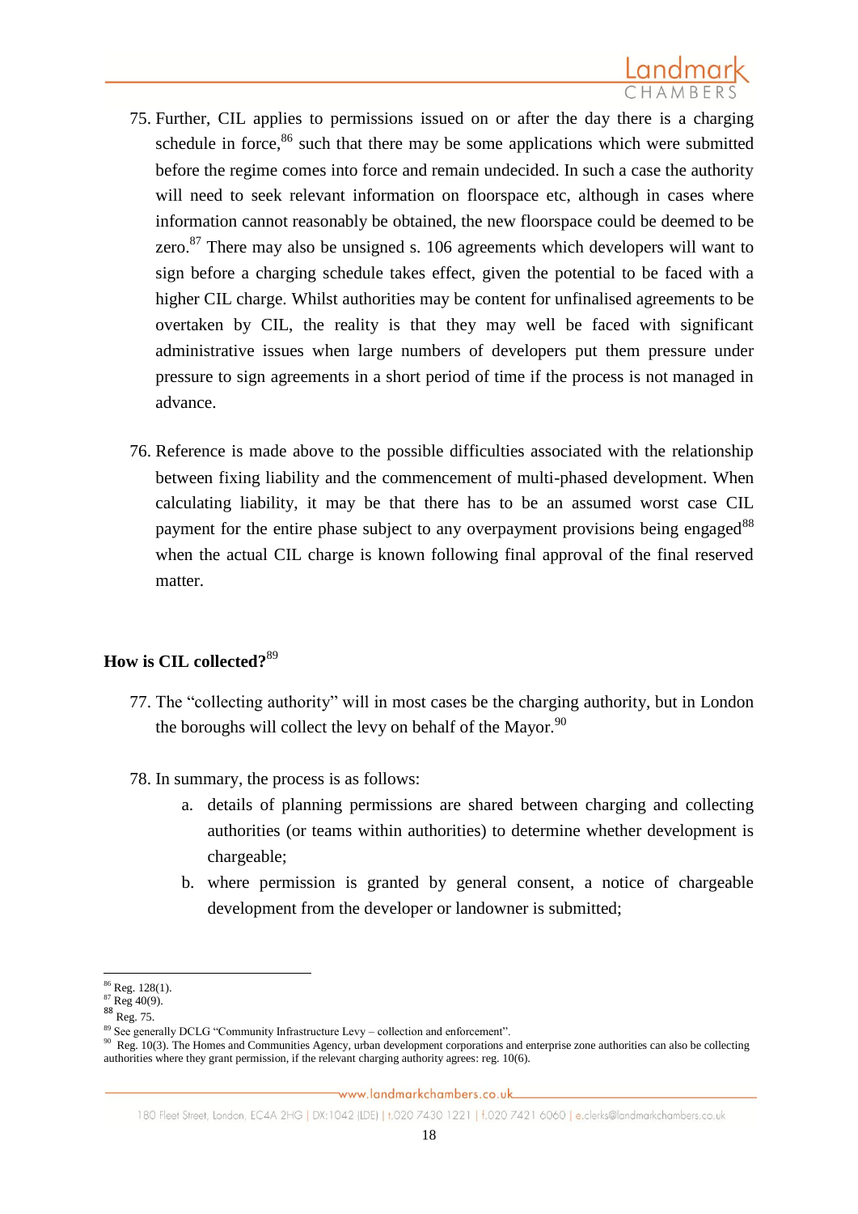75. Further, CIL applies to permissions issued on or after the day there is a charging schedule in force,[86] such that there may be some applications which were submitted before the regime comes into force and remain undecided. In such a case the authority will need to seek relevant information on floorspace etc, although in cases where information cannot reasonably be obtained, the new floorspace could be deemed to be zero.[87] There may also be unsigned s. 106 agreements which developers will want to sign before a charging schedule takes effect, given the potential to be faced with a higher CIL charge. Whilst authorities may be content for unfinalised agreements to be overtaken by CIL, the reality is that they may well be faced with significant administrative issues when large numbers of developers put them pressure under pressure to sign agreements in a short period of time if the process is not managed in advance.

76. Reference is made above to the possible difficulties associated with the relationship between fixing liability and the commencement of multi-phased development. When calculating liability, it may be that there has to be an assumed worst case CIL payment for the entire phase subject to any overpayment provisions being engaged[88] when the actual CIL charge is known following final approval of the final reserved matter.

### How is CIL collected?[89]

77. The "collecting authority" will in most cases be the charging authority, but in London the boroughs will collect the levy on behalf of the Mayor.[90]

78. In summary, the process is as follows:
    a. details of planning permissions are shared between charging and collecting authorities (or teams within authorities) to determine whether development is chargeable;
    b. where permission is granted by general consent, a notice of chargeable development from the developer or landowner is submitted;

---

[86] Reg. 128(1).
[87] Reg 40(9).
[88] Reg. 75.
[89] See generally DCLG "Community Infrastructure Levy – collection and enforcement".
[90] Reg. 10(3). The Homes and Communities Agency, urban development corporations and enterprise zone authorities can also be collecting authorities where they grant permission, if the relevant charging authority agrees: reg. 10(6).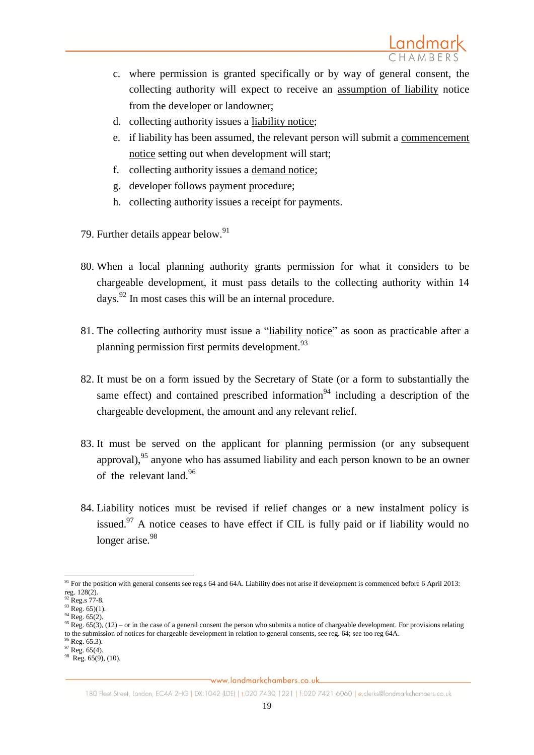c. where permission is granted specifically or by way of general consent, the collecting authority will expect to receive an assumption of liability notice from the developer or landowner;
d. collecting authority issues a liability notice;
e. if liability has been assumed, the relevant person will submit a commencement notice setting out when development will start;
f. collecting authority issues a demand notice;
g. developer follows payment procedure;
h. collecting authority issues a receipt for payments.

79. Further details appear below.[91]

80. When a local planning authority grants permission for what it considers to be chargeable development, it must pass details to the collecting authority within 14 days.[92] In most cases this will be an internal procedure.

81. The collecting authority must issue a "liability notice" as soon as practicable after a planning permission first permits development.[93]

82. It must be on a form issued by the Secretary of State (or a form to substantially the same effect) and contained prescribed information[94] including a description of the chargeable development, the amount and any relevant relief.

83. It must be served on the applicant for planning permission (or any subsequent approval),[95] anyone who has assumed liability and each person known to be an owner of the relevant land.[96]

84. Liability notices must be revised if relief changes or a new instalment policy is issued.[97] A notice ceases to have effect if CIL is fully paid or if liability would no longer arise.[98]

---

[91] For the position with general consents see reg.s 64 and 64A. Liability does not arise if development is commenced before 6 April 2013: reg. 128(2).
[92] Reg.s 77-8.
[93] Reg. 65)(1).
[94] Reg. 65(2).
[95] Reg. 65(3), (12) – or in the case of a general consent the person who submits a notice of chargeable development. For provisions relating to the submission of notices for chargeable development in relation to general consents, see reg. 64; see too reg 64A.
[96] Reg. 65.3).
[97] Reg. 65(4).
[98] Reg. 65(9), (10).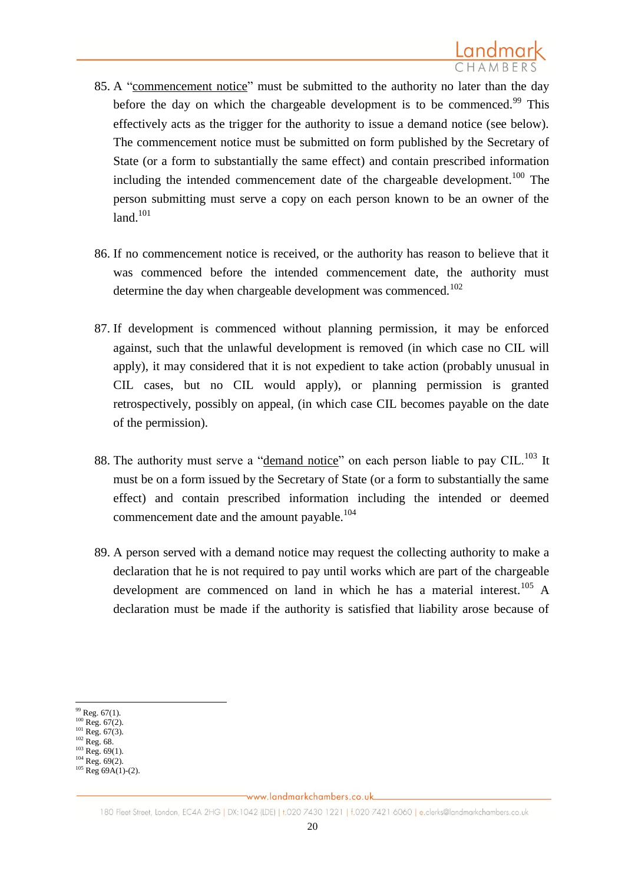85. A "<u>commencement notice</u>" must be submitted to the authority no later than the day before the day on which the chargeable development is to be commenced.[99] This effectively acts as the trigger for the authority to issue a demand notice (see below). The commencement notice must be submitted on form published by the Secretary of State (or a form to substantially the same effect) and contain prescribed information including the intended commencement date of the chargeable development.[100] The person submitting must serve a copy on each person known to be an owner of the land.[101]

86. If no commencement notice is received, or the authority has reason to believe that it was commenced before the intended commencement date, the authority must determine the day when chargeable development was commenced.[102]

87. If development is commenced without planning permission, it may be enforced against, such that the unlawful development is removed (in which case no CIL will apply), it may considered that it is not expedient to take action (probably unusual in CIL cases, but no CIL would apply), or planning permission is granted retrospectively, possibly on appeal, (in which case CIL becomes payable on the date of the permission).

88. The authority must serve a "<u>demand notice</u>" on each person liable to pay CIL.[103] It must be on a form issued by the Secretary of State (or a form to substantially the same effect) and contain prescribed information including the intended or deemed commencement date and the amount payable.[104]

89. A person served with a demand notice may request the collecting authority to make a declaration that he is not required to pay until works which are part of the chargeable development are commenced on land in which he has a material interest.[105] A declaration must be made if the authority is satisfied that liability arose because of

---

[99] Reg. 67(1).
[100] Reg. 67(2).
[101] Reg. 67(3).
[102] Reg. 68.
[103] Reg. 69(1).
[104] Reg. 69(2).
[105] Reg 69A(1)-(2).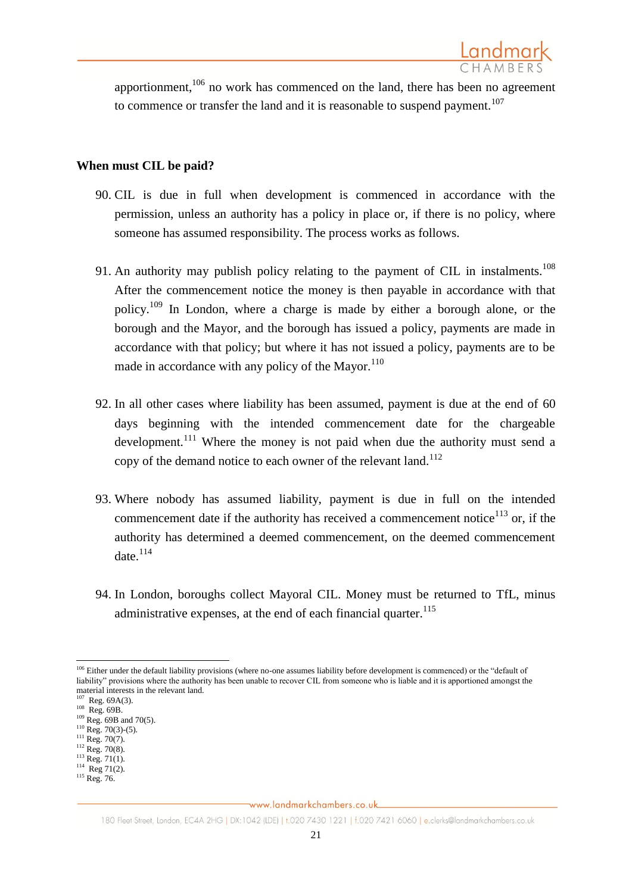apportionment,[106] no work has commenced on the land, there has been no agreement to commence or transfer the land and it is reasonable to suspend payment.[107]

**When must CIL be paid?**

90. CIL is due in full when development is commenced in accordance with the permission, unless an authority has a policy in place or, if there is no policy, where someone has assumed responsibility. The process works as follows.

91. An authority may publish policy relating to the payment of CIL in instalments.[108] After the commencement notice the money is then payable in accordance with that policy.[109] In London, where a charge is made by either a borough alone, or the borough and the Mayor, and the borough has issued a policy, payments are made in accordance with that policy; but where it has not issued a policy, payments are to be made in accordance with any policy of the Mayor.[110]

92. In all other cases where liability has been assumed, payment is due at the end of 60 days beginning with the intended commencement date for the chargeable development.[111] Where the money is not paid when due the authority must send a copy of the demand notice to each owner of the relevant land.[112]

93. Where nobody has assumed liability, payment is due in full on the intended commencement date if the authority has received a commencement notice[113] or, if the authority has determined a deemed commencement, on the deemed commencement date.[114]

94. In London, boroughs collect Mayoral CIL. Money must be returned to TfL, minus administrative expenses, at the end of each financial quarter.[115]

---

[106] Either under the default liability provisions (where no-one assumes liability before development is commenced) or the "default of liability" provisions where the authority has been unable to recover CIL from someone who is liable and it is apportioned amongst the material interests in the relevant land.
[107] Reg. 69A(3).
[108] Reg. 69B.
[109] Reg. 69B and 70(5).
[110] Reg. 70(3)-(5).
[111] Reg. 70(7).
[112] Reg. 70(8).
[113] Reg. 71(1).
[114] Reg 71(2).
[115] Reg. 76.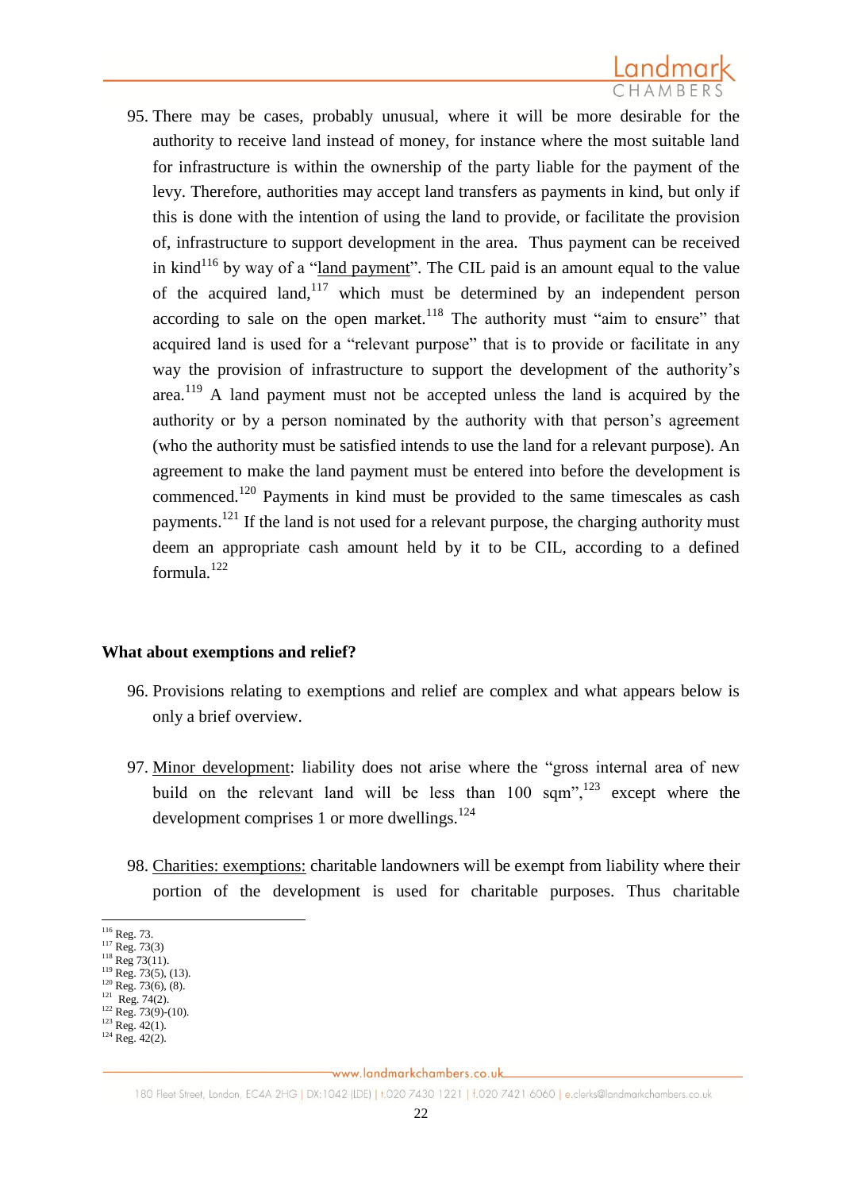95. There may be cases, probably unusual, where it will be more desirable for the authority to receive land instead of money, for instance where the most suitable land for infrastructure is within the ownership of the party liable for the payment of the levy. Therefore, authorities may accept land transfers as payments in kind, but only if this is done with the intention of using the land to provide, or facilitate the provision of, infrastructure to support development in the area. Thus payment can be received in kind[116] by way of a "land payment". The CIL paid is an amount equal to the value of the acquired land,[117] which must be determined by an independent person according to sale on the open market.[118] The authority must "aim to ensure" that acquired land is used for a "relevant purpose" that is to provide or facilitate in any way the provision of infrastructure to support the development of the authority's area.[119] A land payment must not be accepted unless the land is acquired by the authority or by a person nominated by the authority with that person's agreement (who the authority must be satisfied intends to use the land for a relevant purpose). An agreement to make the land payment must be entered into before the development is commenced.[120] Payments in kind must be provided to the same timescales as cash payments.[121] If the land is not used for a relevant purpose, the charging authority must deem an appropriate cash amount held by it to be CIL, according to a defined formula.[122]

**What about exemptions and relief?**

96. Provisions relating to exemptions and relief are complex and what appears below is only a brief overview.

97. Minor development: liability does not arise where the "gross internal area of new build on the relevant land will be less than 100 sqm",[123] except where the development comprises 1 or more dwellings.[124]

98. Charities: exemptions: charitable landowners will be exempt from liability where their portion of the development is used for charitable purposes. Thus charitable

---

[116] Reg. 73.
[117] Reg. 73(3)
[118] Reg 73(11).
[119] Reg. 73(5), (13).
[120] Reg. 73(6), (8).
[121] Reg. 74(2).
[122] Reg. 73(9)-(10).
[123] Reg. 42(1).
[124] Reg. 42(2).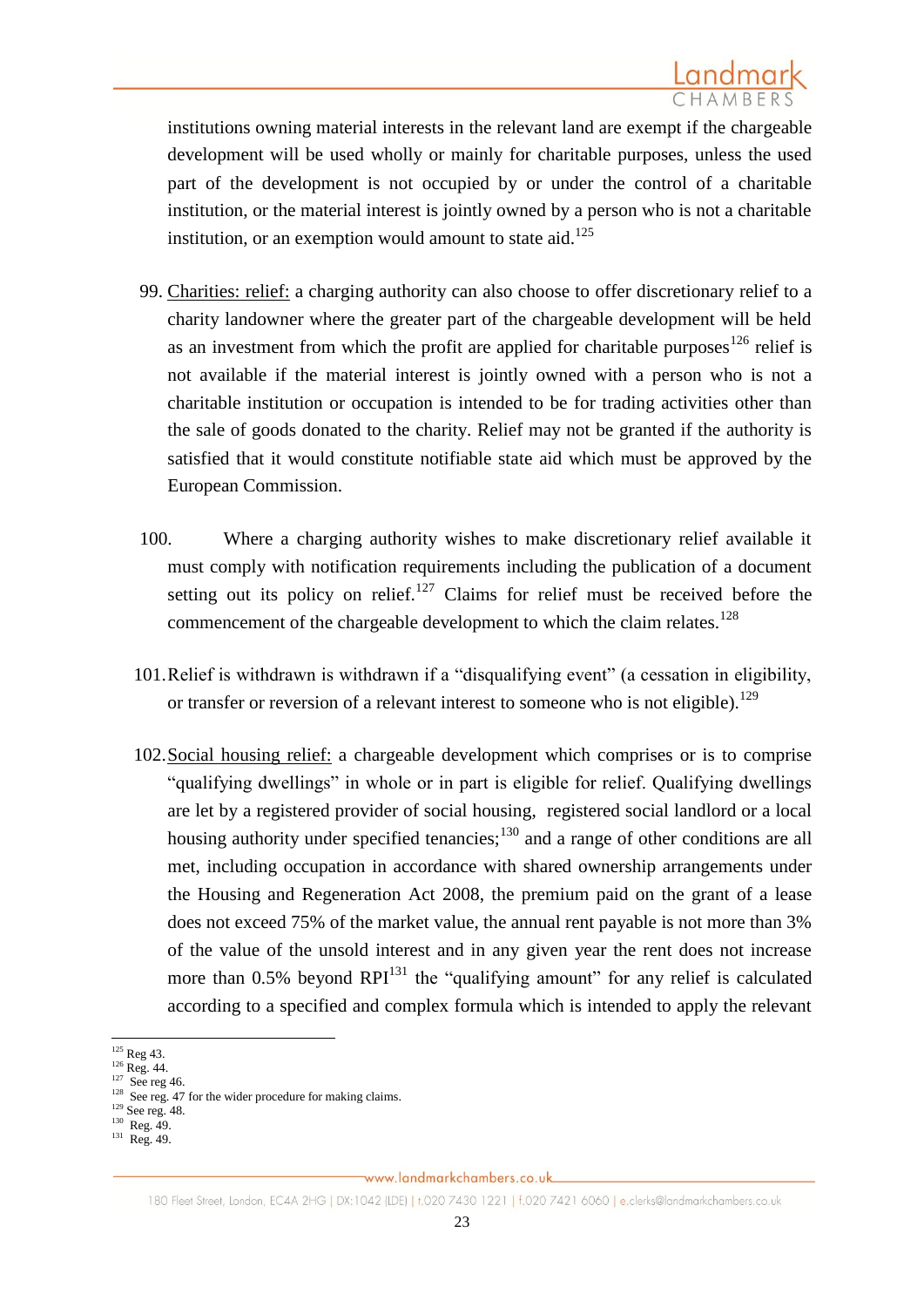institutions owning material interests in the relevant land are exempt if the chargeable development will be used wholly or mainly for charitable purposes, unless the used part of the development is not occupied by or under the control of a charitable institution, or the material interest is jointly owned by a person who is not a charitable institution, or an exemption would amount to state aid.[125]

99. Charities: relief: a charging authority can also choose to offer discretionary relief to a charity landowner where the greater part of the chargeable development will be held as an investment from which the profit are applied for charitable purposes[126] relief is not available if the material interest is jointly owned with a person who is not a charitable institution or occupation is intended to be for trading activities other than the sale of goods donated to the charity. Relief may not be granted if the authority is satisfied that it would constitute notifiable state aid which must be approved by the European Commission.

100. Where a charging authority wishes to make discretionary relief available it must comply with notification requirements including the publication of a document setting out its policy on relief.[127] Claims for relief must be received before the commencement of the chargeable development to which the claim relates.[128]

101. Relief is withdrawn is withdrawn if a "disqualifying event" (a cessation in eligibility, or transfer or reversion of a relevant interest to someone who is not eligible).[129]

102. Social housing relief: a chargeable development which comprises or is to comprise "qualifying dwellings" in whole or in part is eligible for relief. Qualifying dwellings are let by a registered provider of social housing, registered social landlord or a local housing authority under specified tenancies;[130] and a range of other conditions are all met, including occupation in accordance with shared ownership arrangements under the Housing and Regeneration Act 2008, the premium paid on the grant of a lease does not exceed 75% of the market value, the annual rent payable is not more than 3% of the value of the unsold interest and in any given year the rent does not increase more than 0.5% beyond RPI[131] the "qualifying amount" for any relief is calculated according to a specified and complex formula which is intended to apply the relevant

---

[125] Reg 43.
[126] Reg. 44.
[127] See reg 46.
[128] See reg. 47 for the wider procedure for making claims.
[129] See reg. 48.
[130] Reg. 49.
[131] Reg. 49.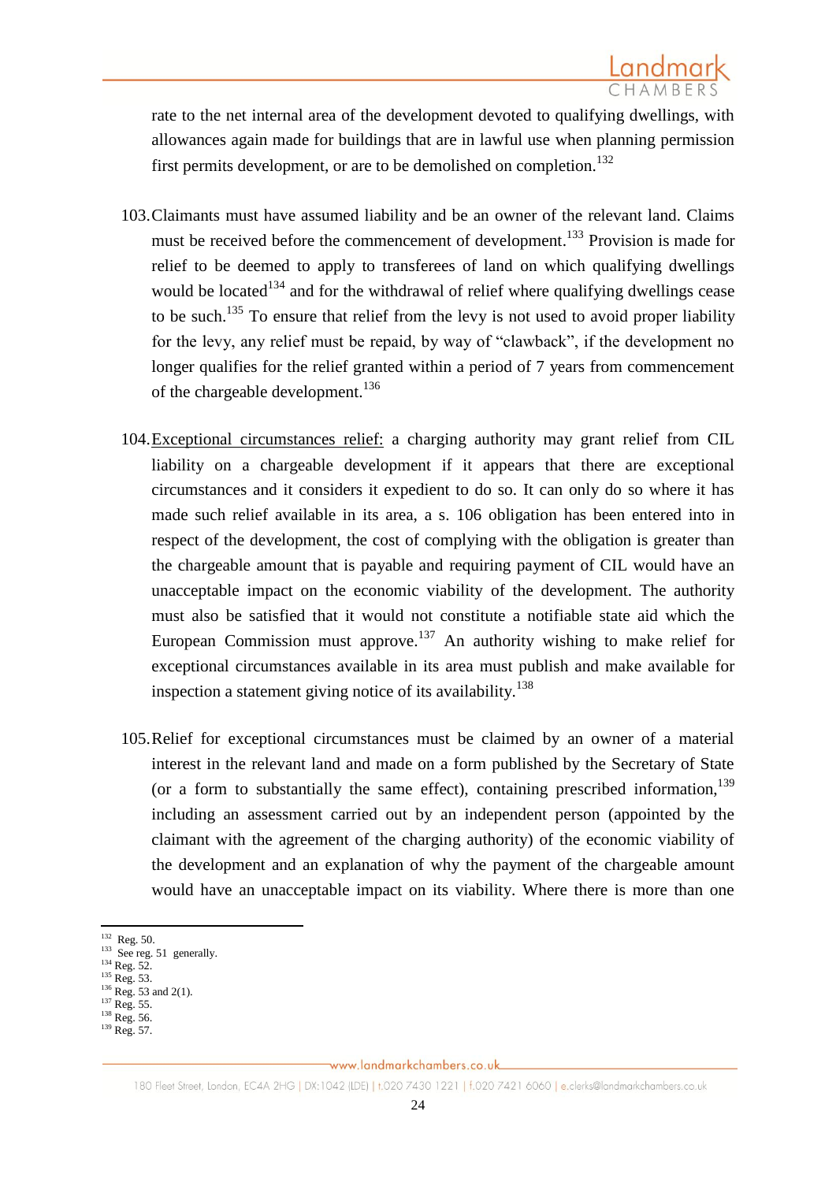rate to the net internal area of the development devoted to qualifying dwellings, with allowances again made for buildings that are in lawful use when planning permission first permits development, or are to be demolished on completion.[132]

103. Claimants must have assumed liability and be an owner of the relevant land. Claims must be received before the commencement of development.[133] Provision is made for relief to be deemed to apply to transferees of land on which qualifying dwellings would be located[134] and for the withdrawal of relief where qualifying dwellings cease to be such.[135] To ensure that relief from the levy is not used to avoid proper liability for the levy, any relief must be repaid, by way of "clawback", if the development no longer qualifies for the relief granted within a period of 7 years from commencement of the chargeable development.[136]

104. Exceptional circumstances relief: a charging authority may grant relief from CIL liability on a chargeable development if it appears that there are exceptional circumstances and it considers it expedient to do so. It can only do so where it has made such relief available in its area, a s. 106 obligation has been entered into in respect of the development, the cost of complying with the obligation is greater than the chargeable amount that is payable and requiring payment of CIL would have an unacceptable impact on the economic viability of the development. The authority must also be satisfied that it would not constitute a notifiable state aid which the European Commission must approve.[137] An authority wishing to make relief for exceptional circumstances available in its area must publish and make available for inspection a statement giving notice of its availability.[138]

105. Relief for exceptional circumstances must be claimed by an owner of a material interest in the relevant land and made on a form published by the Secretary of State (or a form to substantially the same effect), containing prescribed information,[139] including an assessment carried out by an independent person (appointed by the claimant with the agreement of the charging authority) of the economic viability of the development and an explanation of why the payment of the chargeable amount would have an unacceptable impact on its viability. Where there is more than one

---

[132] Reg. 50.
[133] See reg. 51 generally.
[134] Reg. 52.
[135] Reg. 53.
[136] Reg. 53 and 2(1).
[137] Reg. 55.
[138] Reg. 56.
[139] Reg. 57.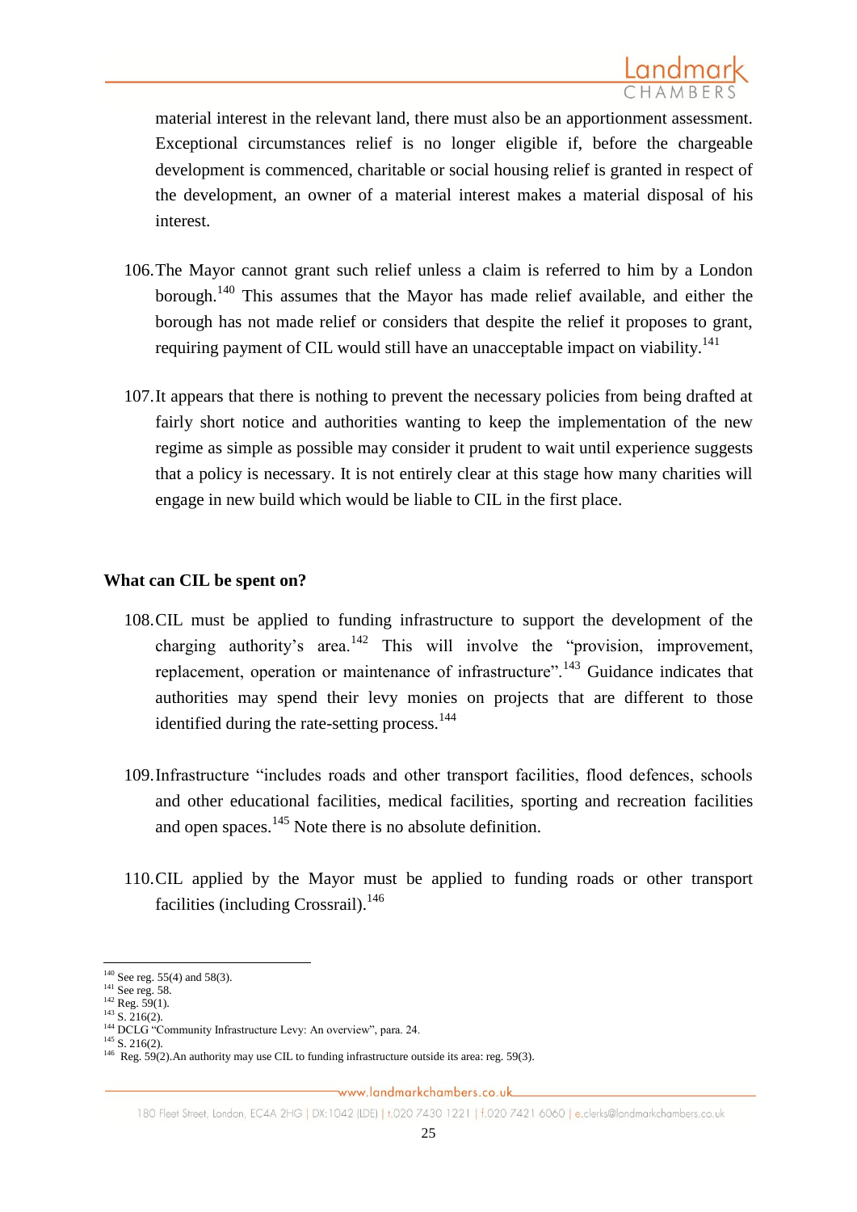material interest in the relevant land, there must also be an apportionment assessment. Exceptional circumstances relief is no longer eligible if, before the chargeable development is commenced, charitable or social housing relief is granted in respect of the development, an owner of a material interest makes a material disposal of his interest.

106. The Mayor cannot grant such relief unless a claim is referred to him by a London borough.[140] This assumes that the Mayor has made relief available, and either the borough has not made relief or considers that despite the relief it proposes to grant, requiring payment of CIL would still have an unacceptable impact on viability.[141]

107. It appears that there is nothing to prevent the necessary policies from being drafted at fairly short notice and authorities wanting to keep the implementation of the new regime as simple as possible may consider it prudent to wait until experience suggests that a policy is necessary. It is not entirely clear at this stage how many charities will engage in new build which would be liable to CIL in the first place.

### What can CIL be spent on?

108. CIL must be applied to funding infrastructure to support the development of the charging authority's area.[142] This will involve the "provision, improvement, replacement, operation or maintenance of infrastructure".[143] Guidance indicates that authorities may spend their levy monies on projects that are different to those identified during the rate-setting process.[144]

109. Infrastructure "includes roads and other transport facilities, flood defences, schools and other educational facilities, medical facilities, sporting and recreation facilities and open spaces.[145] Note there is no absolute definition.

110. CIL applied by the Mayor must be applied to funding roads or other transport facilities (including Crossrail).[146]

---

[140] See reg. 55(4) and 58(3).
[141] See reg. 58.
[142] Reg. 59(1).
[143] S. 216(2).
[144] DCLG "Community Infrastructure Levy: An overview", para. 24.
[145] S. 216(2).
[146] Reg. 59(2).An authority may use CIL to funding infrastructure outside its area: reg. 59(3).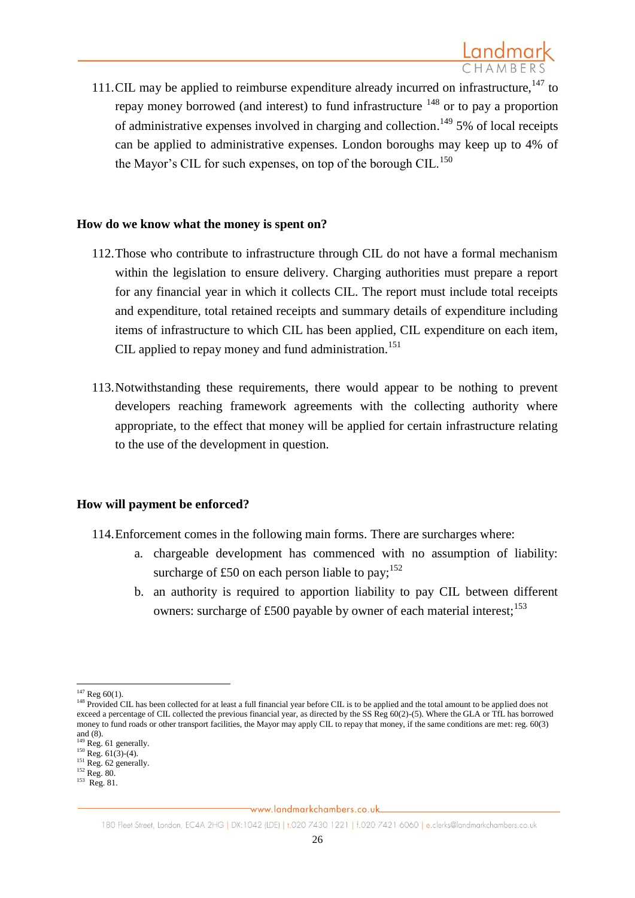111. CIL may be applied to reimburse expenditure already incurred on infrastructure,[147] to repay money borrowed (and interest) to fund infrastructure [148] or to pay a proportion of administrative expenses involved in charging and collection.[149] 5% of local receipts can be applied to administrative expenses. London boroughs may keep up to 4% of the Mayor's CIL for such expenses, on top of the borough CIL.[150]

### How do we know what the money is spent on?

112. Those who contribute to infrastructure through CIL do not have a formal mechanism within the legislation to ensure delivery. Charging authorities must prepare a report for any financial year in which it collects CIL. The report must include total receipts and expenditure, total retained receipts and summary details of expenditure including items of infrastructure to which CIL has been applied, CIL expenditure on each item, CIL applied to repay money and fund administration.[151]

113. Notwithstanding these requirements, there would appear to be nothing to prevent developers reaching framework agreements with the collecting authority where appropriate, to the effect that money will be applied for certain infrastructure relating to the use of the development in question.

### How will payment be enforced?

114. Enforcement comes in the following main forms. There are surcharges where:

    a. chargeable development has commenced with no assumption of liability: surcharge of £50 on each person liable to pay;[152]

    b. an authority is required to apportion liability to pay CIL between different owners: surcharge of £500 payable by owner of each material interest;[153]

---

[147] Reg 60(1).

[148] Provided CIL has been collected for at least a full financial year before CIL is to be applied and the total amount to be applied does not exceed a percentage of CIL collected the previous financial year, as directed by the SS Reg 60(2)-(5). Where the GLA or TfL has borrowed money to fund roads or other transport facilities, the Mayor may apply CIL to repay that money, if the same conditions are met: reg. 60(3) and (8).

[149] Reg. 61 generally.

[150] Reg. 61(3)-(4).

[151] Reg. 62 generally.

[152] Reg. 80.

[153] Reg. 81.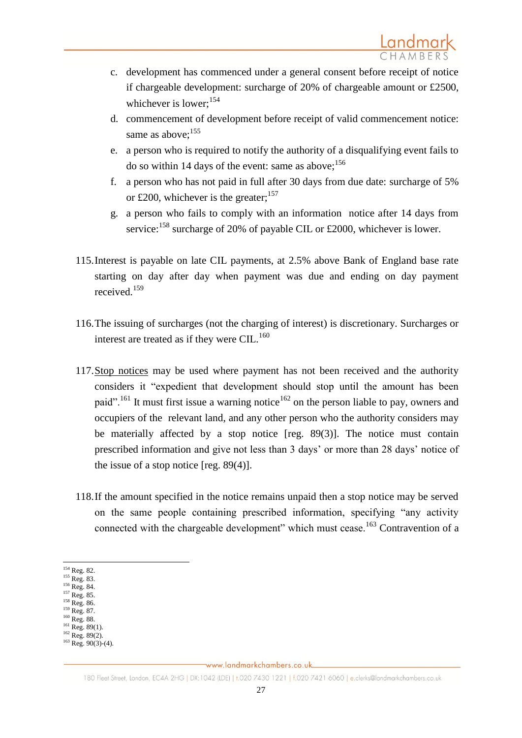c. development has commenced under a general consent before receipt of notice if chargeable development: surcharge of 20% of chargeable amount or £2500, whichever is lower;[154]

d. commencement of development before receipt of valid commencement notice: same as above;[155]

e. a person who is required to notify the authority of a disqualifying event fails to do so within 14 days of the event: same as above;[156]

f. a person who has not paid in full after 30 days from due date: surcharge of 5% or £200, whichever is the greater;[157]

g. a person who fails to comply with an information notice after 14 days from service:[158] surcharge of 20% of payable CIL or £2000, whichever is lower.

115. Interest is payable on late CIL payments, at 2.5% above Bank of England base rate starting on day after day when payment was due and ending on day payment received.[159]

116. The issuing of surcharges (not the charging of interest) is discretionary. Surcharges or interest are treated as if they were CIL.[160]

117. Stop notices may be used where payment has not been received and the authority considers it "expedient that development should stop until the amount has been paid".[161] It must first issue a warning notice[162] on the person liable to pay, owners and occupiers of the relevant land, and any other person who the authority considers may be materially affected by a stop notice [reg. 89(3)]. The notice must contain prescribed information and give not less than 3 days' or more than 28 days' notice of the issue of a stop notice [reg. 89(4)].

118. If the amount specified in the notice remains unpaid then a stop notice may be served on the same people containing prescribed information, specifying "any activity connected with the chargeable development" which must cease.[163] Contravention of a

---

[154] Reg. 82.
[155] Reg. 83.
[156] Reg. 84.
[157] Reg. 85.
[158] Reg. 86.
[159] Reg. 87.
[160] Reg. 88.
[161] Reg. 89(1).
[162] Reg. 89(2).
[163] Reg. 90(3)-(4).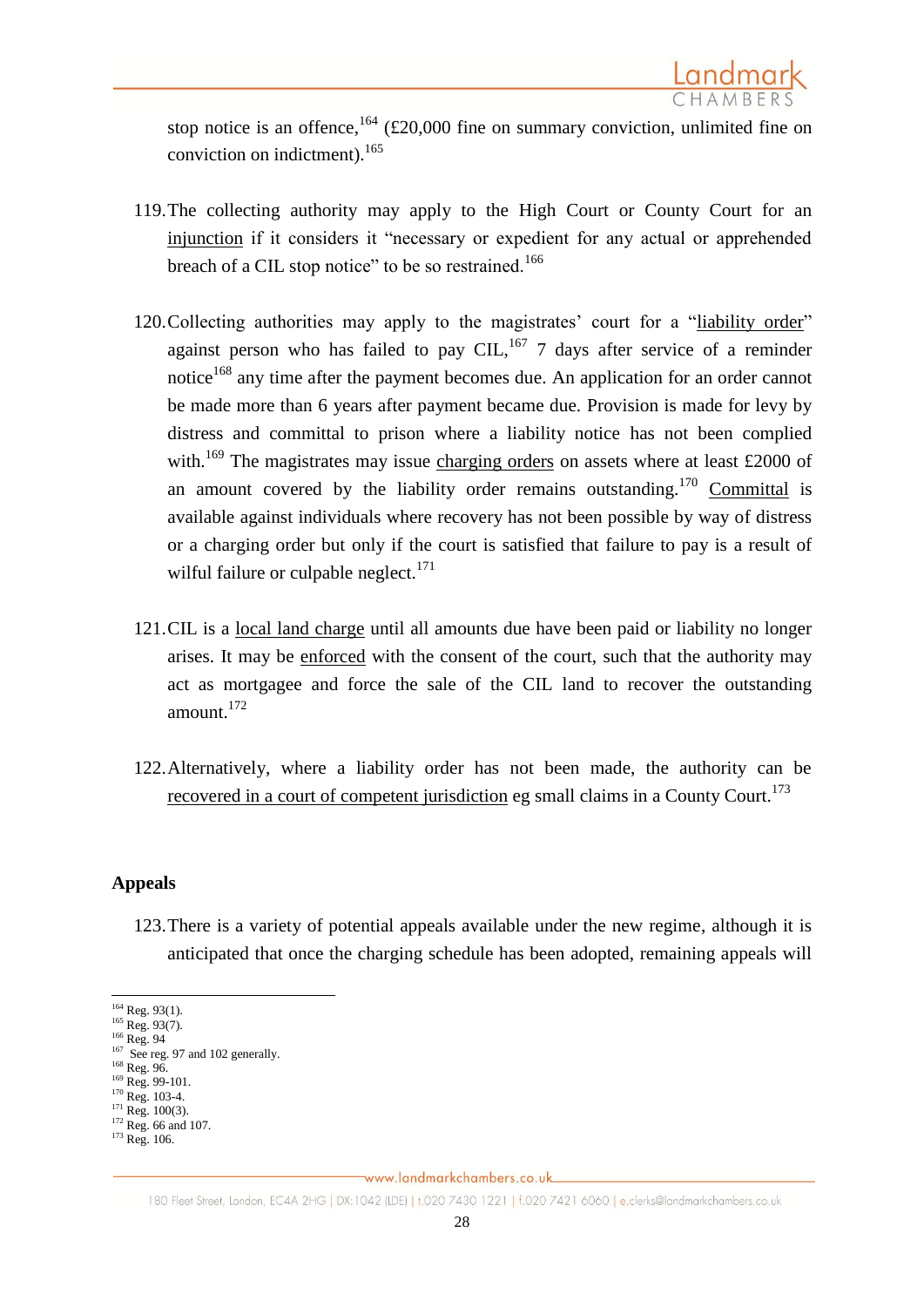stop notice is an offence,[164] (£20,000 fine on summary conviction, unlimited fine on conviction on indictment).[165]

119. The collecting authority may apply to the High Court or County Court for an <u>injunction</u> if it considers it "necessary or expedient for any actual or apprehended breach of a CIL stop notice" to be so restrained.[166]

120. Collecting authorities may apply to the magistrates' court for a "<u>liability order</u>" against person who has failed to pay CIL,[167] 7 days after service of a reminder notice[168] any time after the payment becomes due. An application for an order cannot be made more than 6 years after payment became due. Provision is made for levy by distress and committal to prison where a liability notice has not been complied with.[169] The magistrates may issue <u>charging orders</u> on assets where at least £2000 of an amount covered by the liability order remains outstanding.[170] <u>Committal</u> is available against individuals where recovery has not been possible by way of distress or a charging order but only if the court is satisfied that failure to pay is a result of wilful failure or culpable neglect.[171]

121. CIL is a <u>local land charge</u> until all amounts due have been paid or liability no longer arises. It may be <u>enforced</u> with the consent of the court, such that the authority may act as mortgagee and force the sale of the CIL land to recover the outstanding amount.[172]

122. Alternatively, where a liability order has not been made, the authority can be <u>recovered in a court of competent jurisdiction</u> eg small claims in a County Court.[173]

**Appeals**

123. There is a variety of potential appeals available under the new regime, although it is anticipated that once the charging schedule has been adopted, remaining appeals will

---

[164] Reg. 93(1).
[165] Reg. 93(7).
[166] Reg. 94
[167] See reg. 97 and 102 generally.
[168] Reg. 96.
[169] Reg. 99-101.
[170] Reg. 103-4.
[171] Reg. 100(3).
[172] Reg. 66 and 107.
[173] Reg. 106.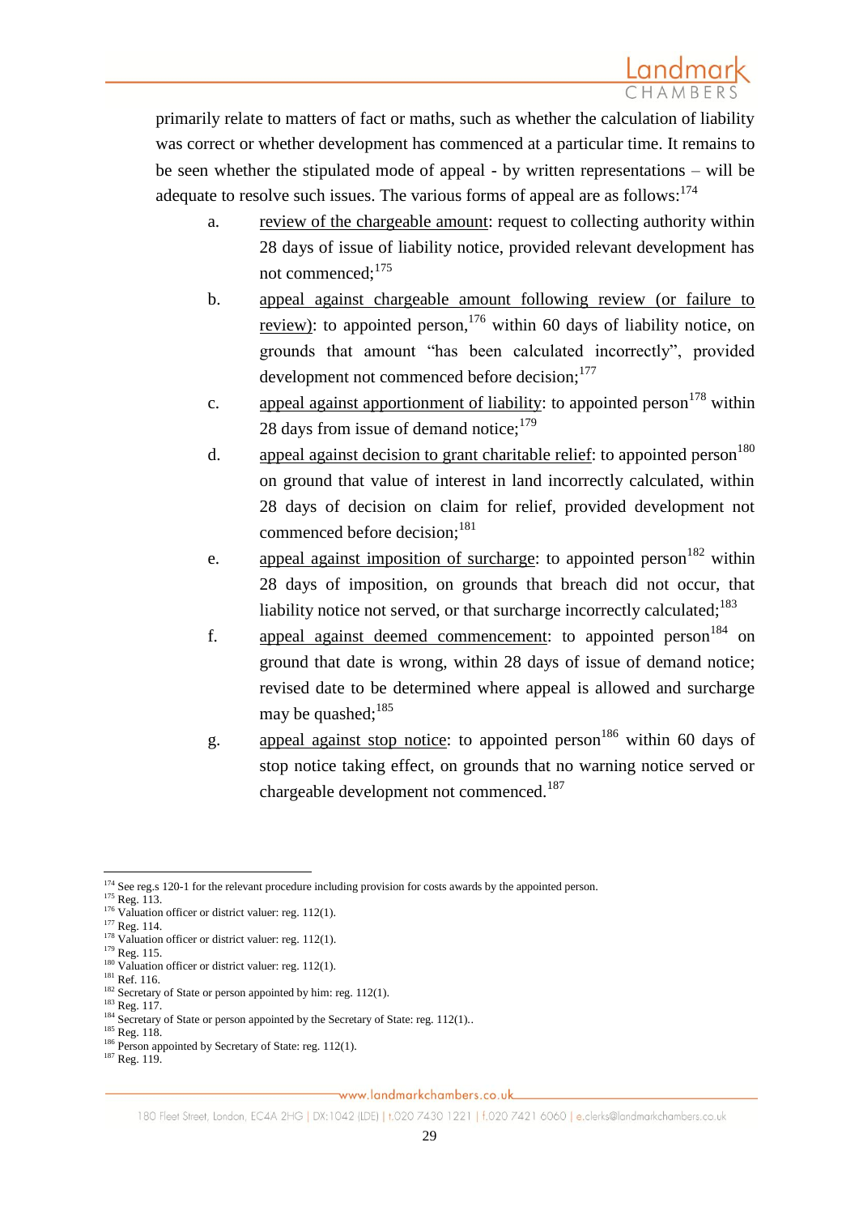primarily relate to matters of fact or maths, such as whether the calculation of liability was correct or whether development has commenced at a particular time. It remains to be seen whether the stipulated mode of appeal - by written representations – will be adequate to resolve such issues. The various forms of appeal are as follows:[174]

a. review of the chargeable amount: request to collecting authority within 28 days of issue of liability notice, provided relevant development has not commenced;[175]

b. appeal against chargeable amount following review (or failure to review): to appointed person,[176] within 60 days of liability notice, on grounds that amount "has been calculated incorrectly", provided development not commenced before decision;[177]

c. appeal against apportionment of liability: to appointed person[178] within 28 days from issue of demand notice;[179]

d. appeal against decision to grant charitable relief: to appointed person[180] on ground that value of interest in land incorrectly calculated, within 28 days of decision on claim for relief, provided development not commenced before decision;[181]

e. appeal against imposition of surcharge: to appointed person[182] within 28 days of imposition, on grounds that breach did not occur, that liability notice not served, or that surcharge incorrectly calculated;[183]

f. appeal against deemed commencement: to appointed person[184] on ground that date is wrong, within 28 days of issue of demand notice; revised date to be determined where appeal is allowed and surcharge may be quashed;[185]

g. appeal against stop notice: to appointed person[186] within 60 days of stop notice taking effect, on grounds that no warning notice served or chargeable development not commenced.[187]

---

[174] See reg.s 120-1 for the relevant procedure including provision for costs awards by the appointed person.
[175] Reg. 113.
[176] Valuation officer or district valuer: reg. 112(1).
[177] Reg. 114.
[178] Valuation officer or district valuer: reg. 112(1).
[179] Reg. 115.
[180] Valuation officer or district valuer: reg. 112(1).
[181] Ref. 116.
[182] Secretary of State or person appointed by him: reg. 112(1).
[183] Reg. 117.
[184] Secretary of State or person appointed by the Secretary of State: reg. 112(1)..
[185] Reg. 118.
[186] Person appointed by Secretary of State: reg. 112(1).
[187] Reg. 119.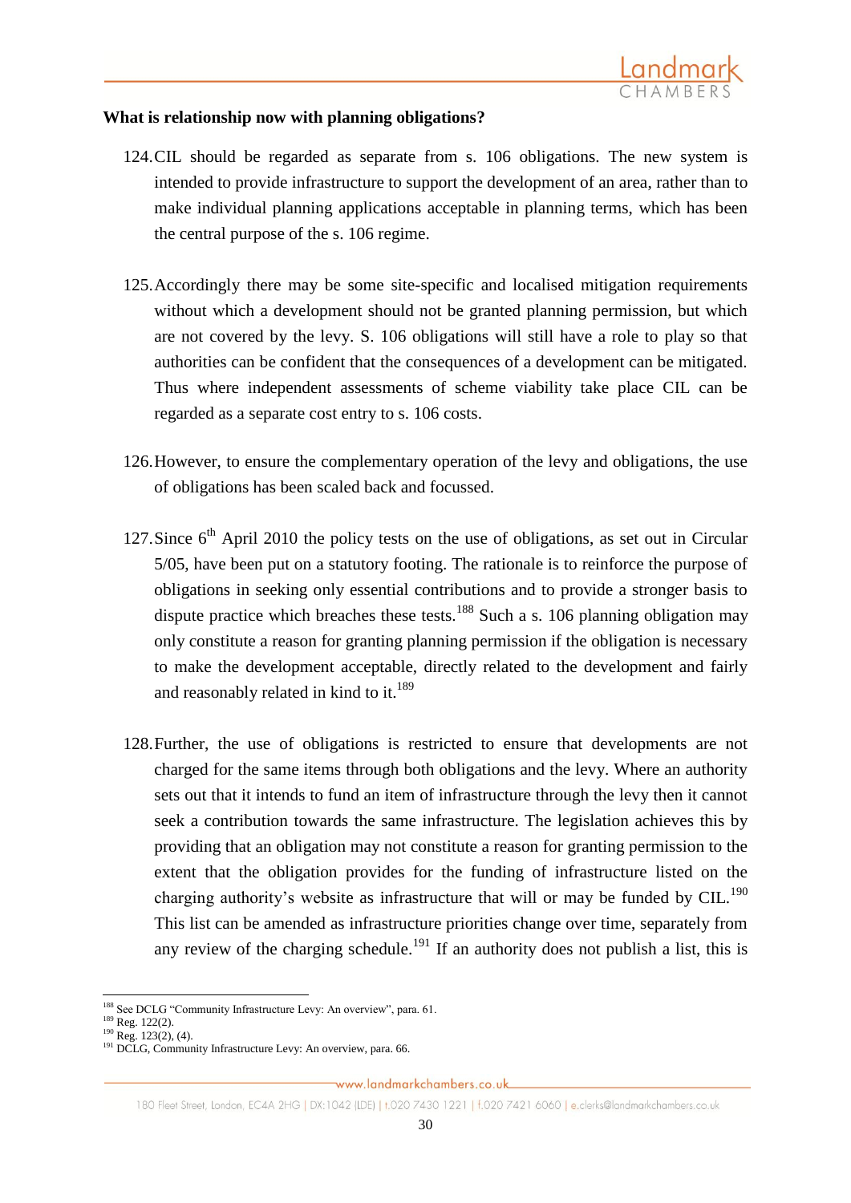**What is relationship now with planning obligations?**

124. CIL should be regarded as separate from s. 106 obligations. The new system is intended to provide infrastructure to support the development of an area, rather than to make individual planning applications acceptable in planning terms, which has been the central purpose of the s. 106 regime.

125. Accordingly there may be some site-specific and localised mitigation requirements without which a development should not be granted planning permission, but which are not covered by the levy. S. 106 obligations will still have a role to play so that authorities can be confident that the consequences of a development can be mitigated. Thus where independent assessments of scheme viability take place CIL can be regarded as a separate cost entry to s. 106 costs.

126. However, to ensure the complementary operation of the levy and obligations, the use of obligations has been scaled back and focussed.

127. Since 6th April 2010 the policy tests on the use of obligations, as set out in Circular 5/05, have been put on a statutory footing. The rationale is to reinforce the purpose of obligations in seeking only essential contributions and to provide a stronger basis to dispute practice which breaches these tests.[188] Such a s. 106 planning obligation may only constitute a reason for granting planning permission if the obligation is necessary to make the development acceptable, directly related to the development and fairly and reasonably related in kind to it.[189]

128. Further, the use of obligations is restricted to ensure that developments are not charged for the same items through both obligations and the levy. Where an authority sets out that it intends to fund an item of infrastructure through the levy then it cannot seek a contribution towards the same infrastructure. The legislation achieves this by providing that an obligation may not constitute a reason for granting permission to the extent that the obligation provides for the funding of infrastructure listed on the charging authority's website as infrastructure that will or may be funded by CIL.[190] This list can be amended as infrastructure priorities change over time, separately from any review of the charging schedule.[191] If an authority does not publish a list, this is

[188] See DCLG "Community Infrastructure Levy: An overview", para. 61.
[189] Reg. 122(2).
[190] Reg. 123(2), (4).
[191] DCLG, Community Infrastructure Levy: An overview, para. 66.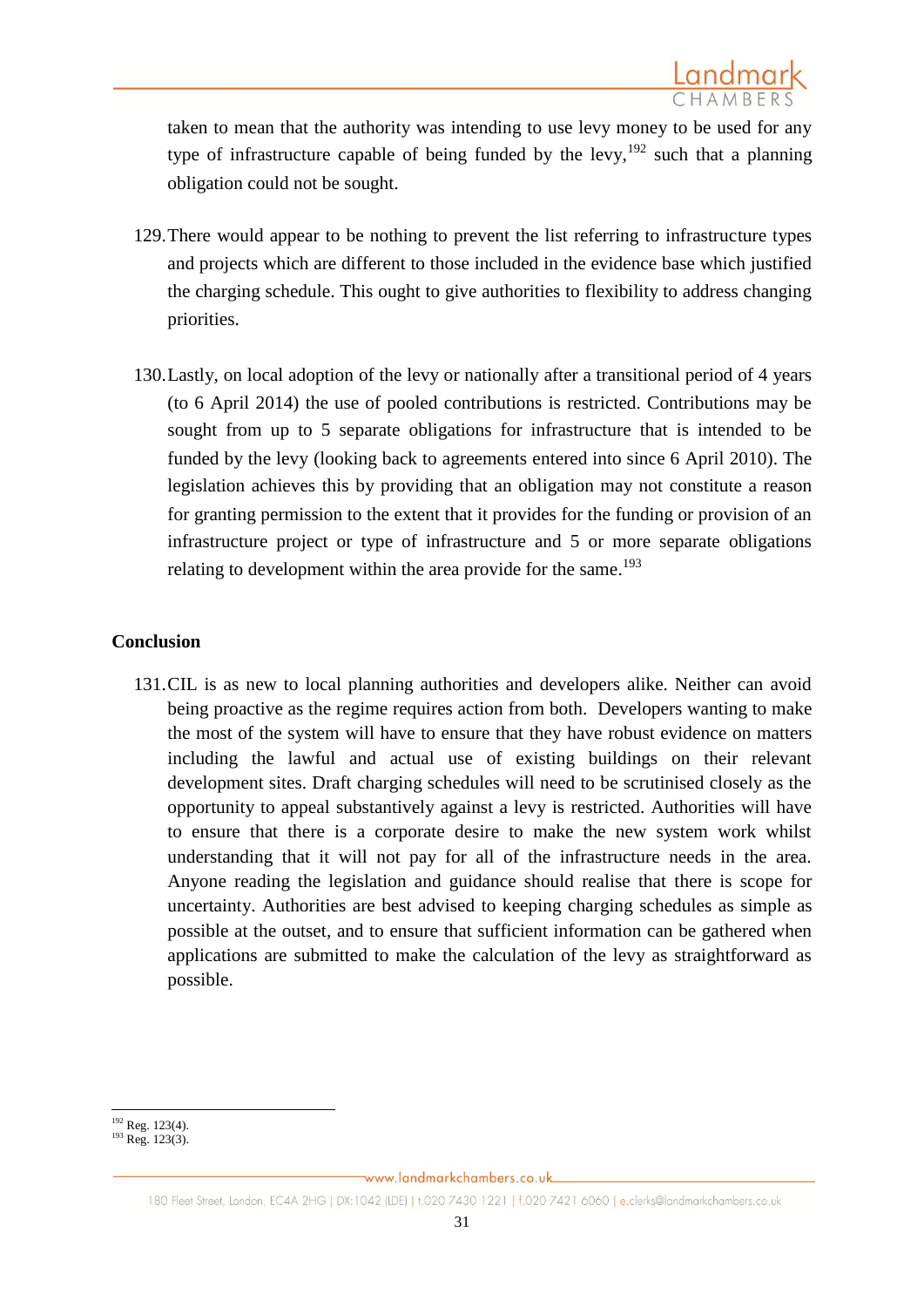taken to mean that the authority was intending to use levy money to be used for any type of infrastructure capable of being funded by the levy,[192] such that a planning obligation could not be sought.

129. There would appear to be nothing to prevent the list referring to infrastructure types and projects which are different to those included in the evidence base which justified the charging schedule. This ought to give authorities to flexibility to address changing priorities.

130. Lastly, on local adoption of the levy or nationally after a transitional period of 4 years (to 6 April 2014) the use of pooled contributions is restricted. Contributions may be sought from up to 5 separate obligations for infrastructure that is intended to be funded by the levy (looking back to agreements entered into since 6 April 2010). The legislation achieves this by providing that an obligation may not constitute a reason for granting permission to the extent that it provides for the funding or provision of an infrastructure project or type of infrastructure and 5 or more separate obligations relating to development within the area provide for the same.[193]

## Conclusion

131. CIL is as new to local planning authorities and developers alike. Neither can avoid being proactive as the regime requires action from both. Developers wanting to make the most of the system will have to ensure that they have robust evidence on matters including the lawful and actual use of existing buildings on their relevant development sites. Draft charging schedules will need to be scrutinised closely as the opportunity to appeal substantively against a levy is restricted. Authorities will have to ensure that there is a corporate desire to make the new system work whilst understanding that it will not pay for all of the infrastructure needs in the area. Anyone reading the legislation and guidance should realise that there is scope for uncertainty. Authorities are best advised to keeping charging schedules as simple as possible at the outset, and to ensure that sufficient information can be gathered when applications are submitted to make the calculation of the levy as straightforward as possible.

---

[192] Reg. 123(4).
[193] Reg. 123(3).